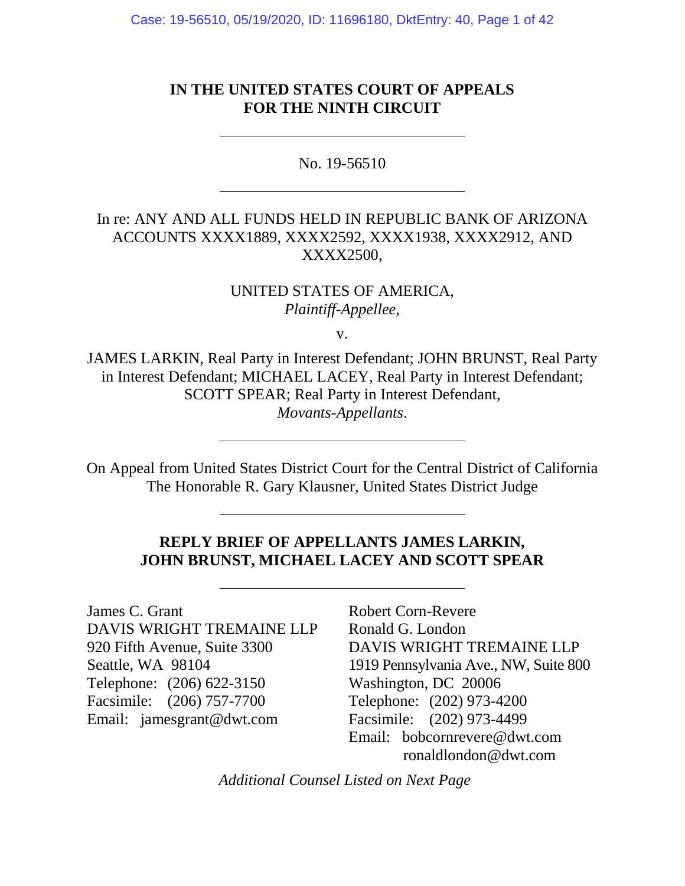**IN THE UNITED STATES COURT OF APPEALS**
**FOR THE NINTH CIRCUIT**

---

No. 19-56510

---

In re: ANY AND ALL FUNDS HELD IN REPUBLIC BANK OF ARIZONA ACCOUNTS XXXX1889, XXXX2592, XXXX1938, XXXX2912, AND XXXX2500,

UNITED STATES OF AMERICA,
*Plaintiff-Appellee*,

v.

JAMES LARKIN, Real Party in Interest Defendant; JOHN BRUNST, Real Party in Interest Defendant; MICHAEL LACEY, Real Party in Interest Defendant; SCOTT SPEAR; Real Party in Interest Defendant,
*Movants-Appellants*.

---

On Appeal from United States District Court for the Central District of California
The Honorable R. Gary Klausner, United States District Judge

---

**REPLY BRIEF OF APPELLANTS JAMES LARKIN, JOHN BRUNST, MICHAEL LACEY AND SCOTT SPEAR**

---

James C. Grant
DAVIS WRIGHT TREMAINE LLP
920 Fifth Avenue, Suite 3300
Seattle, WA 98104
Telephone: (206) 622-3150
Facsimile: (206) 757-7700
Email: jamesgrant@dwt.com

Robert Corn-Revere
Ronald G. London
DAVIS WRIGHT TREMAINE LLP
1919 Pennsylvania Ave., NW, Suite 800
Washington, DC 20006
Telephone: (202) 973-4200
Facsimile: (202) 973-4499
Email: bobcornrevere@dwt.com
ronaldlondon@dwt.com

*Additional Counsel Listed on Next Page*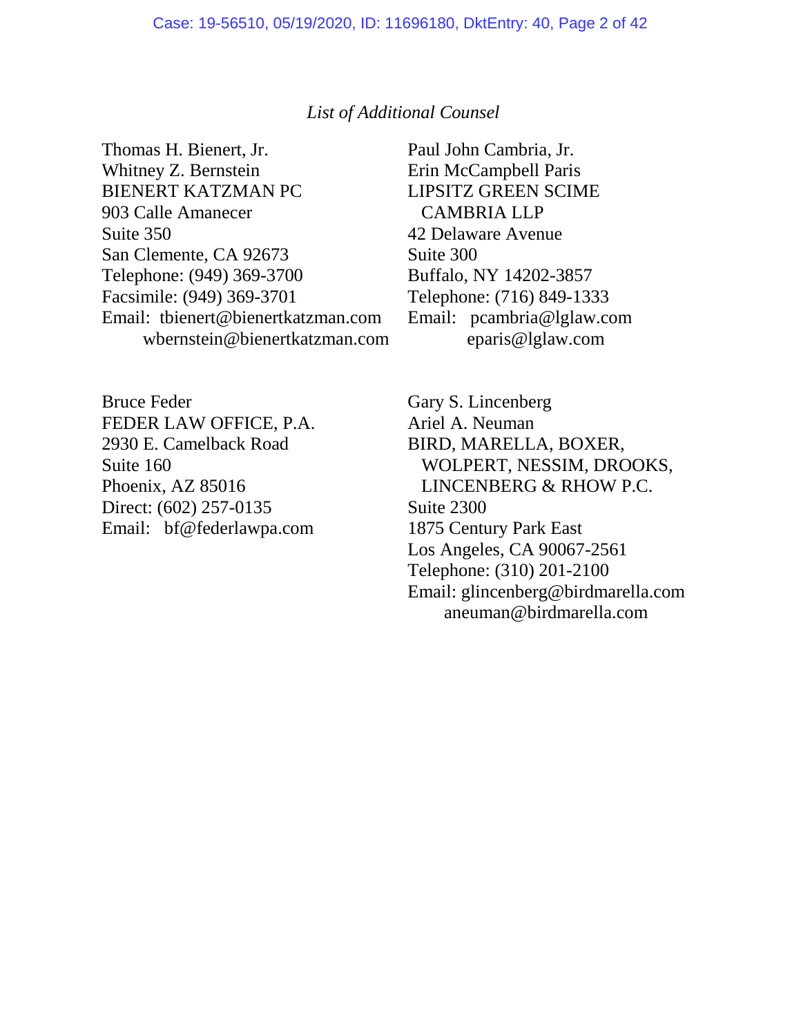*List of Additional Counsel*

Thomas H. Bienert, Jr.
Whitney Z. Bernstein
BIENERT KATZMAN PC
903 Calle Amanecer
Suite 350
San Clemente, CA 92673
Telephone: (949) 369-3700
Facsimile: (949) 369-3701
Email: tbienert@bienertkatzman.com
wbernstein@bienertkatzman.com

Paul John Cambria, Jr.
Erin McCampbell Paris
LIPSITZ GREEN SCIME CAMBRIA LLP
42 Delaware Avenue
Suite 300
Buffalo, NY 14202-3857
Telephone: (716) 849-1333
Email: pcambria@lglaw.com
eparis@lglaw.com

Bruce Feder
FEDER LAW OFFICE, P.A.
2930 E. Camelback Road
Suite 160
Phoenix, AZ 85016
Direct: (602) 257-0135
Email: bf@federlawpa.com

Gary S. Lincenberg
Ariel A. Neuman
BIRD, MARELLA, BOXER, WOLPERT, NESSIM, DROOKS, LINCENBERG & RHOW P.C.
Suite 2300
1875 Century Park East
Los Angeles, CA 90067-2561
Telephone: (310) 201-2100
Email: glincenberg@birdmarella.com
aneuman@birdmarella.com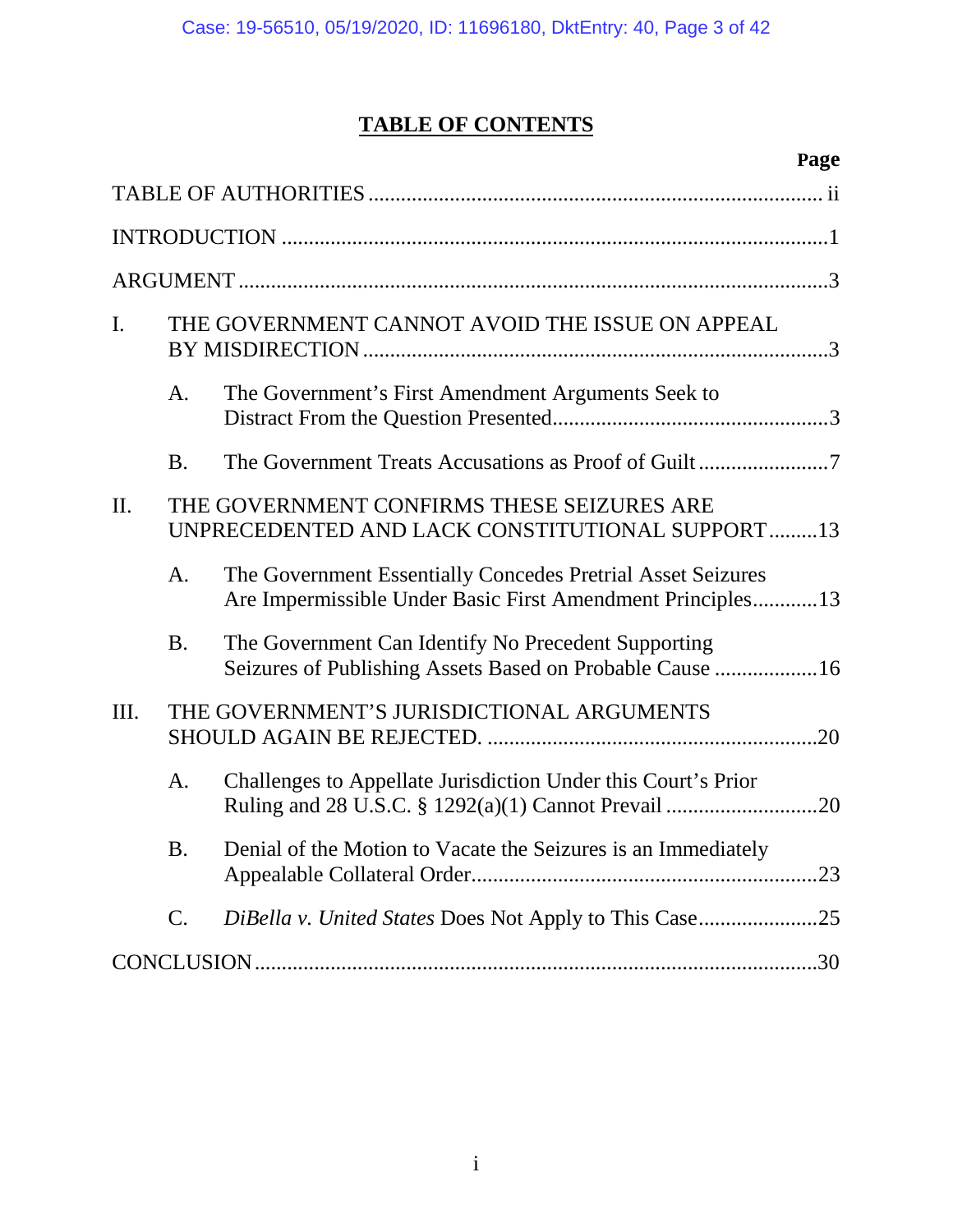# TABLE OF CONTENTS

| | Page |
|---|---|
| TABLE OF AUTHORITIES | ii |
| INTRODUCTION | 1 |
| ARGUMENT | 3 |
| I. THE GOVERNMENT CANNOT AVOID THE ISSUE ON APPEAL BY MISDIRECTION | 3 |
| A. The Government's First Amendment Arguments Seek to Distract From the Question Presented | 3 |
| B. The Government Treats Accusations as Proof of Guilt | 7 |
| II. THE GOVERNMENT CONFIRMS THESE SEIZURES ARE UNPRECEDENTED AND LACK CONSTITUTIONAL SUPPORT | 13 |
| A. The Government Essentially Concedes Pretrial Asset Seizures Are Impermissible Under Basic First Amendment Principles | 13 |
| B. The Government Can Identify No Precedent Supporting Seizures of Publishing Assets Based on Probable Cause | 16 |
| III. THE GOVERNMENT'S JURISDICTIONAL ARGUMENTS SHOULD AGAIN BE REJECTED. | 20 |
| A. Challenges to Appellate Jurisdiction Under this Court's Prior Ruling and 28 U.S.C. § 1292(a)(1) Cannot Prevail | 20 |
| B. Denial of the Motion to Vacate the Seizures is an Immediately Appealable Collateral Order | 23 |
| C. *DiBella v. United States* Does Not Apply to This Case | 25 |
| CONCLUSION | 30 |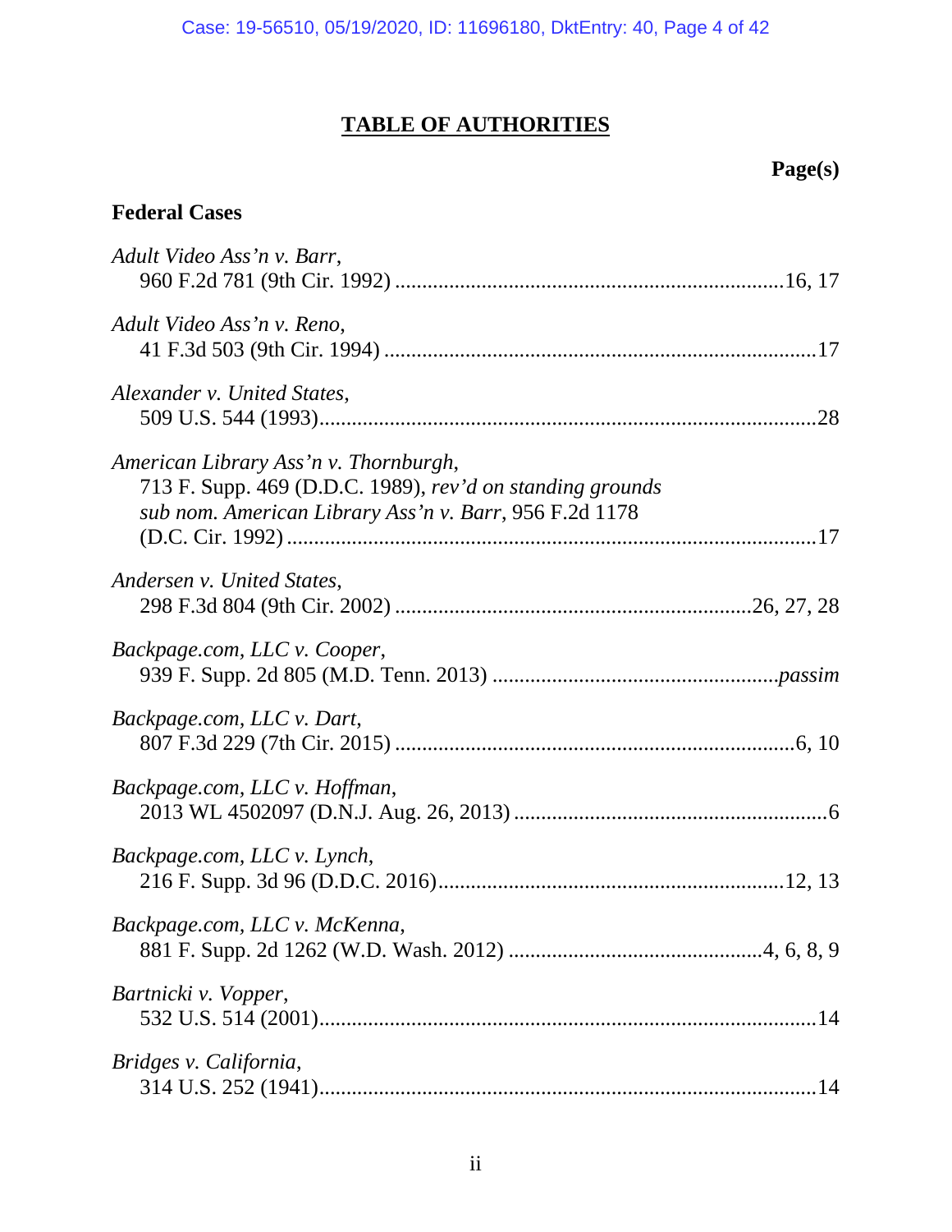# TABLE OF AUTHORITIES

**Page(s)**

## Federal Cases

*Adult Video Ass'n v. Barr*,
960 F.2d 781 (9th Cir. 1992) .......................................................................16, 17

*Adult Video Ass'n v. Reno*,
41 F.3d 503 (9th Cir. 1994) ...............................................................................17

*Alexander v. United States*,
509 U.S. 544 (1993)...........................................................................................28

*American Library Ass'n v. Thornburgh*,
713 F. Supp. 469 (D.D.C. 1989), *rev'd on standing grounds sub nom. American Library Ass'n v. Barr*, 956 F.2d 1178 (D.C. Cir. 1992) .................................................................................................17

*Andersen v. United States*,
298 F.3d 804 (9th Cir. 2002) ................................................................26, 27, 28

*Backpage.com, LLC v. Cooper*,
939 F. Supp. 2d 805 (M.D. Tenn. 2013) ....................................................*passim*

*Backpage.com, LLC v. Dart*,
807 F.3d 229 (7th Cir. 2015) .........................................................................6, 10

*Backpage.com, LLC v. Hoffman*,
2013 WL 4502097 (D.N.J. Aug. 26, 2013) .........................................................6

*Backpage.com, LLC v. Lynch*,
216 F. Supp. 3d 96 (D.D.C. 2016)...............................................................12, 13

*Backpage.com, LLC v. McKenna*,
881 F. Supp. 2d 1262 (W.D. Wash. 2012) ..............................................4, 6, 8, 9

*Bartnicki v. Vopper*,
532 U.S. 514 (2001)...........................................................................................14

*Bridges v. California*,
314 U.S. 252 (1941)...........................................................................................14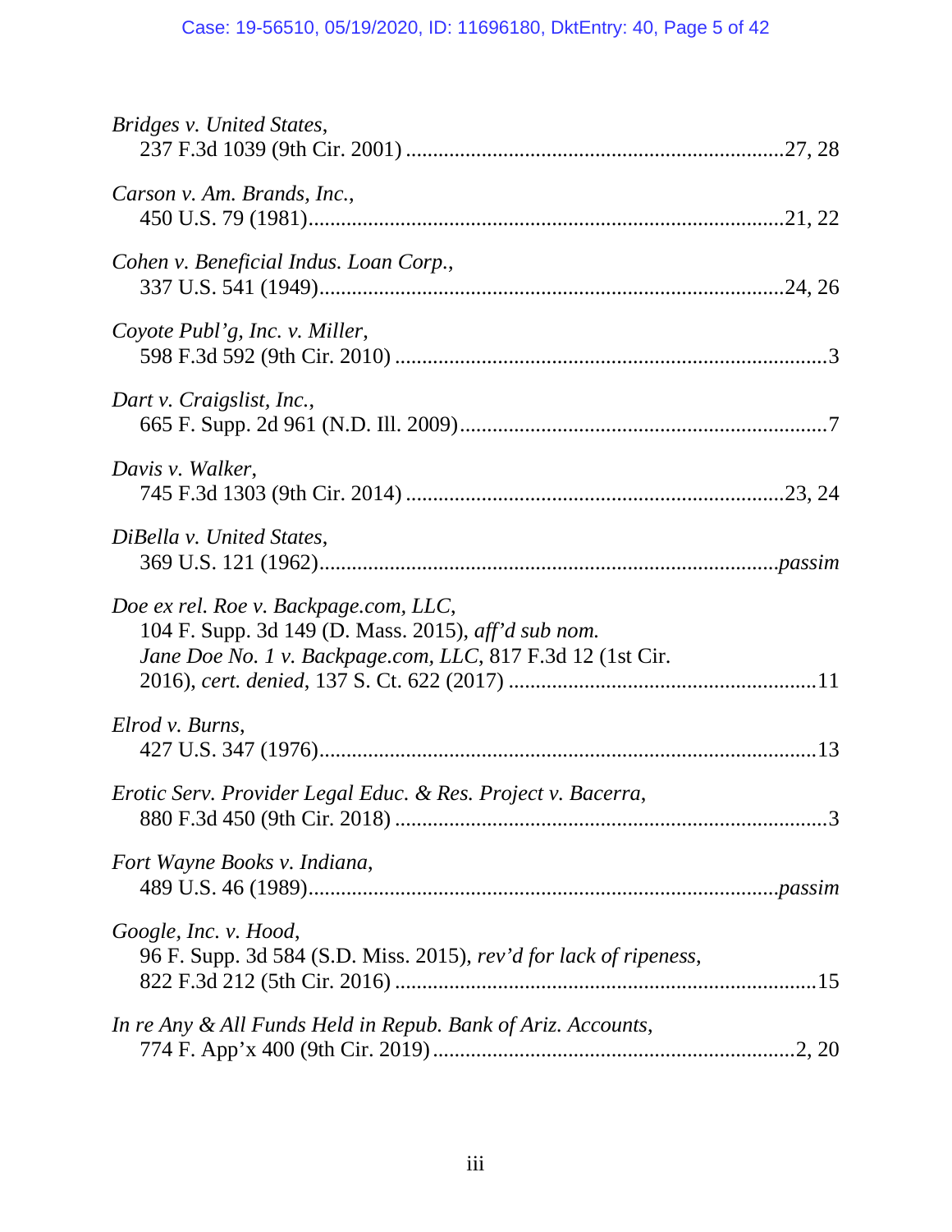*Bridges v. United States*,
237 F.3d 1039 (9th Cir. 2001) ....................................................................27, 28

*Carson v. Am. Brands, Inc.*,
450 U.S. 79 (1981)....................................................................................21, 22

*Cohen v. Beneficial Indus. Loan Corp.*,
337 U.S. 541 (1949)..................................................................................24, 26

*Coyote Publ'g, Inc. v. Miller*,
598 F.3d 592 (9th Cir. 2010) ...............................................................................3

*Dart v. Craigslist, Inc.*,
665 F. Supp. 2d 961 (N.D. Ill. 2009)...................................................................7

*Davis v. Walker*,
745 F.3d 1303 (9th Cir. 2014) ....................................................................23, 24

*DiBella v. United States*,
369 U.S. 121 (1962)...........................................................................*passim*

*Doe ex rel. Roe v. Backpage.com, LLC*,
104 F. Supp. 3d 149 (D. Mass. 2015), *aff'd sub nom. Jane Doe No. 1 v. Backpage.com, LLC*, 817 F.3d 12 (1st Cir. 2016), *cert. denied*, 137 S. Ct. 622 (2017) ..........................................................11

*Elrod v. Burns*,
427 U.S. 347 (1976)..........................................................................................13

*Erotic Serv. Provider Legal Educ. & Res. Project v. Bacerra*,
880 F.3d 450 (9th Cir. 2018) ...............................................................................3

*Fort Wayne Books v. Indiana*,
489 U.S. 46 (1989)...........................................................................*passim*

*Google, Inc. v. Hood*,
96 F. Supp. 3d 584 (S.D. Miss. 2015), *rev'd for lack of ripeness*, 822 F.3d 212 (5th Cir. 2016) ............................................................................15

*In re Any & All Funds Held in Repub. Bank of Ariz. Accounts*,
774 F. App'x 400 (9th Cir. 2019) ..................................................................2, 20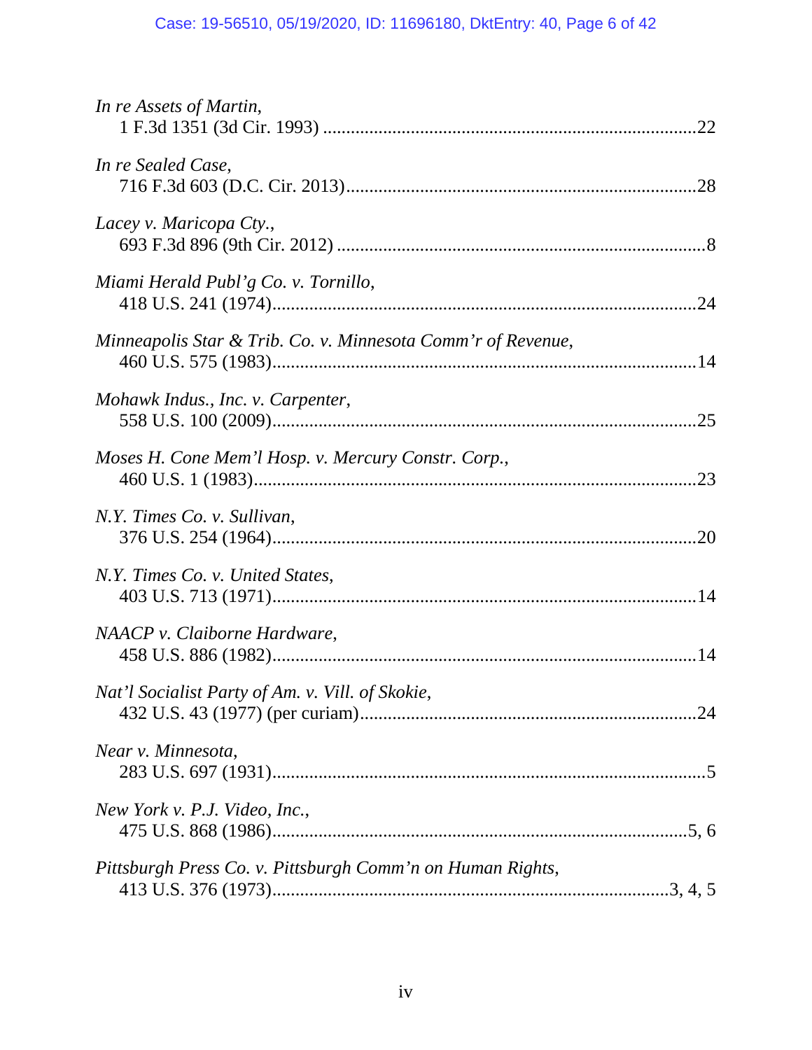*In re Assets of Martin*,
1 F.3d 1351 (3d Cir. 1993) ....................................................................................22

*In re Sealed Case*,
716 F.3d 603 (D.C. Cir. 2013)..................................................................................28

*Lacey v. Maricopa Cty.*,
693 F.3d 896 (9th Cir. 2012) ......................................................................................8

*Miami Herald Publ'g Co. v. Tornillo*,
418 U.S. 241 (1974).................................................................................................24

*Minneapolis Star & Trib. Co. v. Minnesota Comm'r of Revenue*,
460 U.S. 575 (1983).................................................................................................14

*Mohawk Indus., Inc. v. Carpenter*,
558 U.S. 100 (2009).................................................................................................25

*Moses H. Cone Mem'l Hosp. v. Mercury Constr. Corp.*,
460 U.S. 1 (1983).....................................................................................................23

*N.Y. Times Co. v. Sullivan*,
376 U.S. 254 (1964).................................................................................................20

*N.Y. Times Co. v. United States*,
403 U.S. 713 (1971).................................................................................................14

*NAACP v. Claiborne Hardware*,
458 U.S. 886 (1982).................................................................................................14

*Nat'l Socialist Party of Am. v. Vill. of Skokie*,
432 U.S. 43 (1977) (per curiam)..............................................................................24

*Near v. Minnesota*,
283 U.S. 697 (1931)...................................................................................................5

*New York v. P.J. Video, Inc.*,
475 U.S. 868 (1986)................................................................................................5, 6

*Pittsburgh Press Co. v. Pittsburgh Comm'n on Human Rights*,
413 U.S. 376 (1973)...........................................................................................3, 4, 5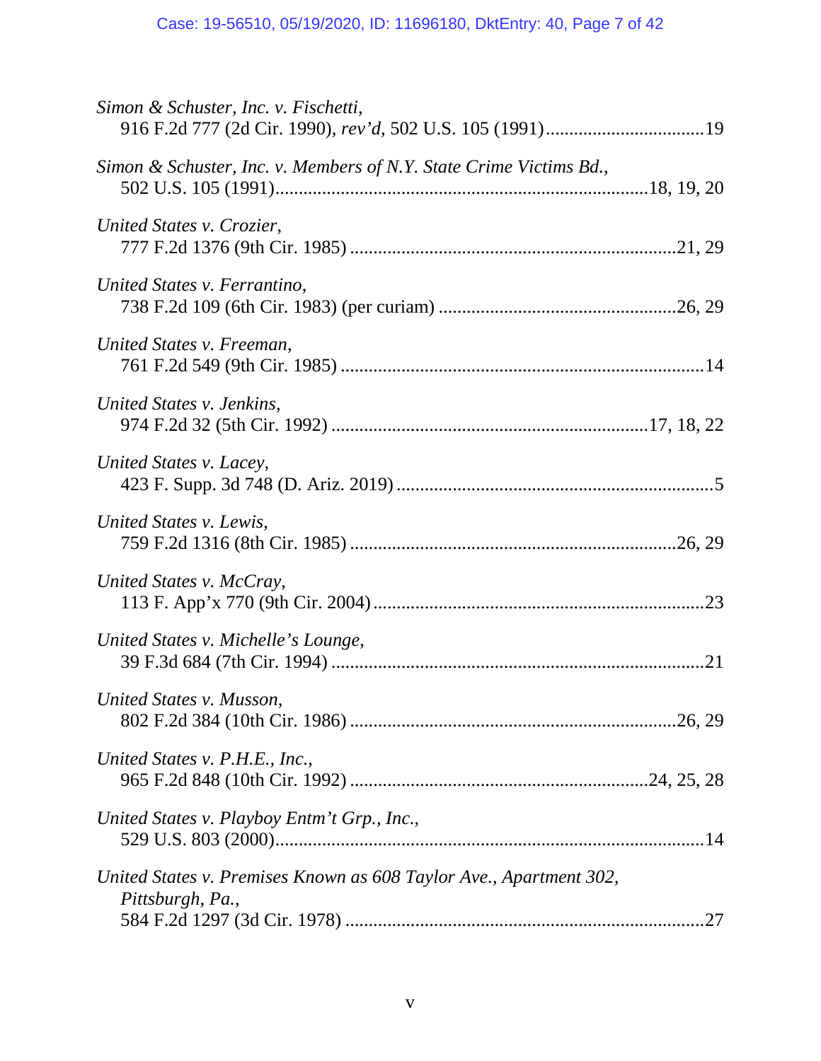*Simon & Schuster, Inc. v. Fischetti*,
916 F.2d 777 (2d Cir. 1990), *rev'd*, 502 U.S. 105 (1991).................................19

*Simon & Schuster, Inc. v. Members of N.Y. State Crime Victims Bd.*,
502 U.S. 105 (1991)...............................................................................18, 19, 20

*United States v. Crozier*,
777 F.2d 1376 (9th Cir. 1985) ....................................................................21, 29

*United States v. Ferrantino*,
738 F.2d 109 (6th Cir. 1983) (per curiam) ..................................................26, 29

*United States v. Freeman*,
761 F.2d 549 (9th Cir. 1985) ...........................................................................14

*United States v. Jenkins*,
974 F.2d 32 (5th Cir. 1992) ...............................................................17, 18, 22

*United States v. Lacey*,
423 F. Supp. 3d 748 (D. Ariz. 2019) ..................................................................5

*United States v. Lewis*,
759 F.2d 1316 (8th Cir. 1985) ......................................................................26, 29

*United States v. McCray*,
113 F. App'x 770 (9th Cir. 2004) .....................................................................23

*United States v. Michelle's Lounge*,
39 F.3d 684 (7th Cir. 1994) .............................................................................21

*United States v. Musson*,
802 F.2d 384 (10th Cir. 1986) ......................................................................26, 29

*United States v. P.H.E., Inc.*,
965 F.2d 848 (10th Cir. 1992) ..............................................................24, 25, 28

*United States v. Playboy Entm't Grp., Inc.*,
529 U.S. 803 (2000)..........................................................................................14

*United States v. Premises Known as 608 Taylor Ave., Apartment 302, Pittsburgh, Pa.*,
584 F.2d 1297 (3d Cir. 1978) ..........................................................................27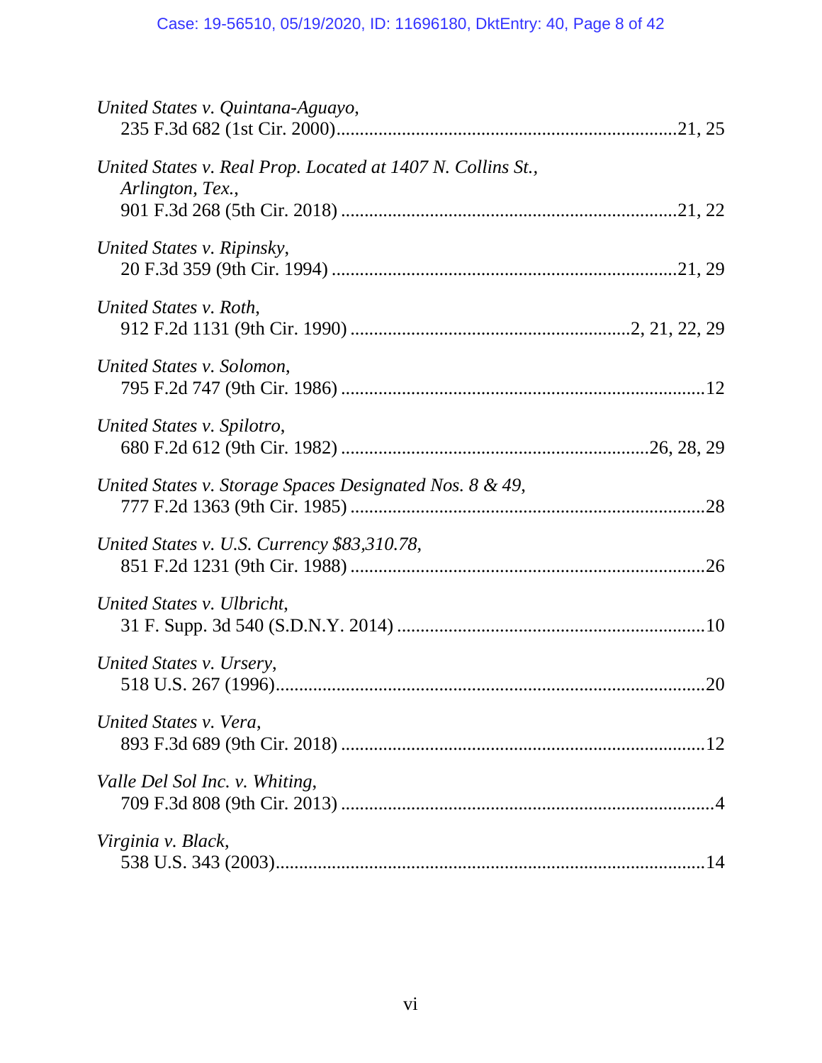*United States v. Quintana-Aguayo*,
235 F.3d 682 (1st Cir. 2000)........................................................................21, 25

*United States v. Real Prop. Located at 1407 N. Collins St., Arlington, Tex.*,
901 F.3d 268 (5th Cir. 2018) .......................................................................21, 22

*United States v. Ripinsky*,
20 F.3d 359 (9th Cir. 1994) .........................................................................21, 29

*United States v. Roth*,
912 F.2d 1131 (9th Cir. 1990) ..........................................................2, 21, 22, 29

*United States v. Solomon*,
795 F.2d 747 (9th Cir. 1986) .............................................................................12

*United States v. Spilotro*,
680 F.2d 612 (9th Cir. 1982) ................................................................26, 28, 29

*United States v. Storage Spaces Designated Nos. 8 & 49*,
777 F.2d 1363 (9th Cir. 1985) ...........................................................................28

*United States v. U.S. Currency $83,310.78*,
851 F.2d 1231 (9th Cir. 1988) ...........................................................................26

*United States v. Ulbricht*,
31 F. Supp. 3d 540 (S.D.N.Y. 2014) .................................................................10

*United States v. Ursery*,
518 U.S. 267 (1996)...........................................................................................20

*United States v. Vera*,
893 F.3d 689 (9th Cir. 2018) .............................................................................12

*Valle Del Sol Inc. v. Whiting*,
709 F.3d 808 (9th Cir. 2013) ...............................................................................4

*Virginia v. Black*,
538 U.S. 343 (2003)...........................................................................................14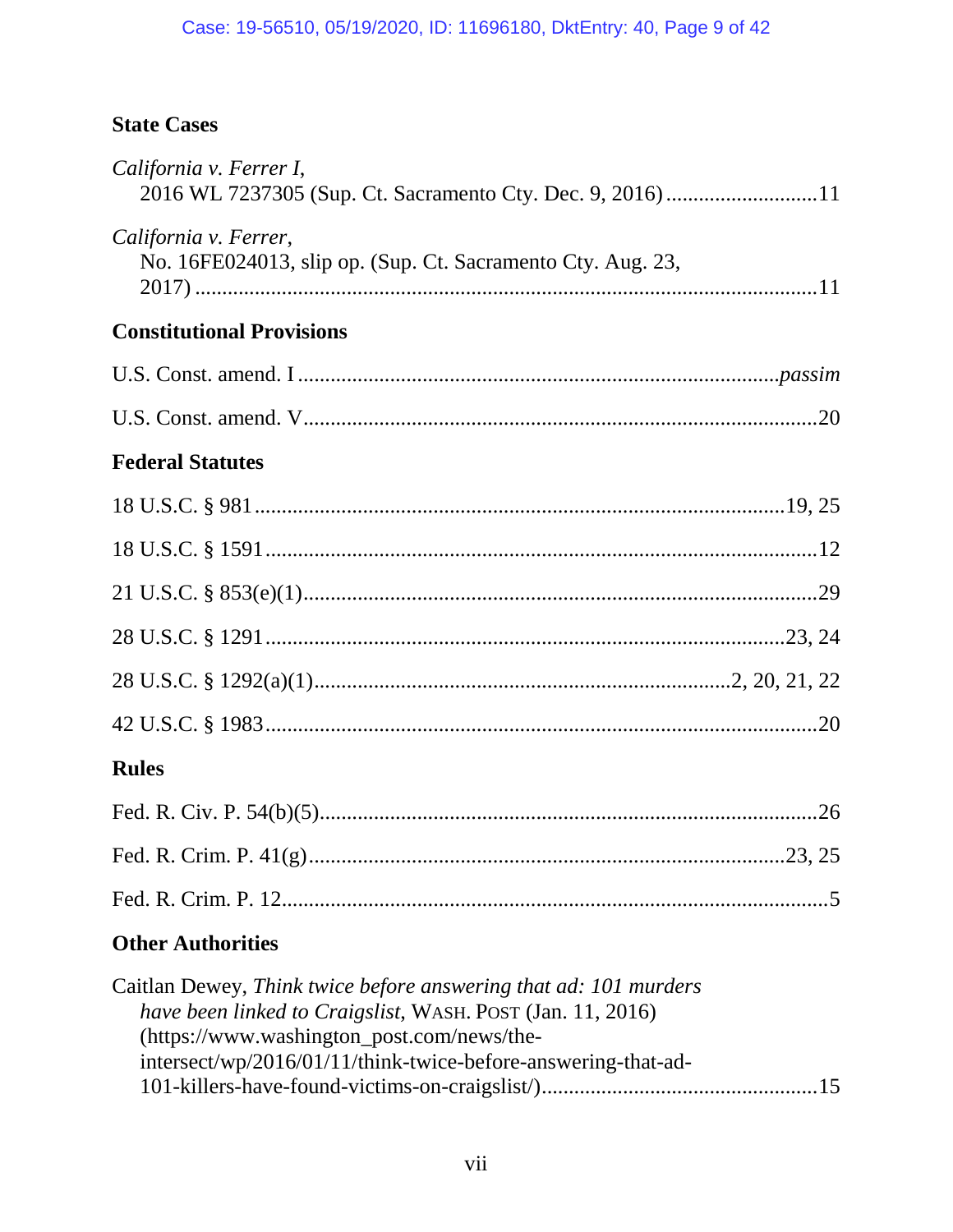### State Cases

*California v. Ferrer I*,
2016 WL 7237305 (Sup. Ct. Sacramento Cty. Dec. 9, 2016) ............................11

*California v. Ferrer*,
No. 16FE024013, slip op. (Sup. Ct. Sacramento Cty. Aug. 23, 2017) ..........................................................................................................11

### Constitutional Provisions

U.S. Const. amend. I ........................................................................................*passim*

U.S. Const. amend. V..............................................................................................20

### Federal Statutes

18 U.S.C. § 981 .................................................................................................19, 25

18 U.S.C. § 1591 ......................................................................................................12

21 U.S.C. § 853(e)(1)..............................................................................................29

28 U.S.C. § 1291 ................................................................................................23, 24

28 U.S.C. § 1292(a)(1)............................................................................2, 20, 21, 22

42 U.S.C. § 1983 ......................................................................................................20

### Rules

Fed. R. Civ. P. 54(b)(5)............................................................................................26

Fed. R. Crim. P. 41(g) .......................................................................................23, 25

Fed. R. Crim. P. 12.....................................................................................................5

### Other Authorities

Caitlan Dewey, *Think twice before answering that ad: 101 murders have been linked to Craigslist*, WASH. POST (Jan. 11, 2016) (https://www.washington_post.com/news/the-intersect/wp/2016/01/11/think-twice-before-answering-that-ad-101-killers-have-found-victims-on-craigslist/)..................................................15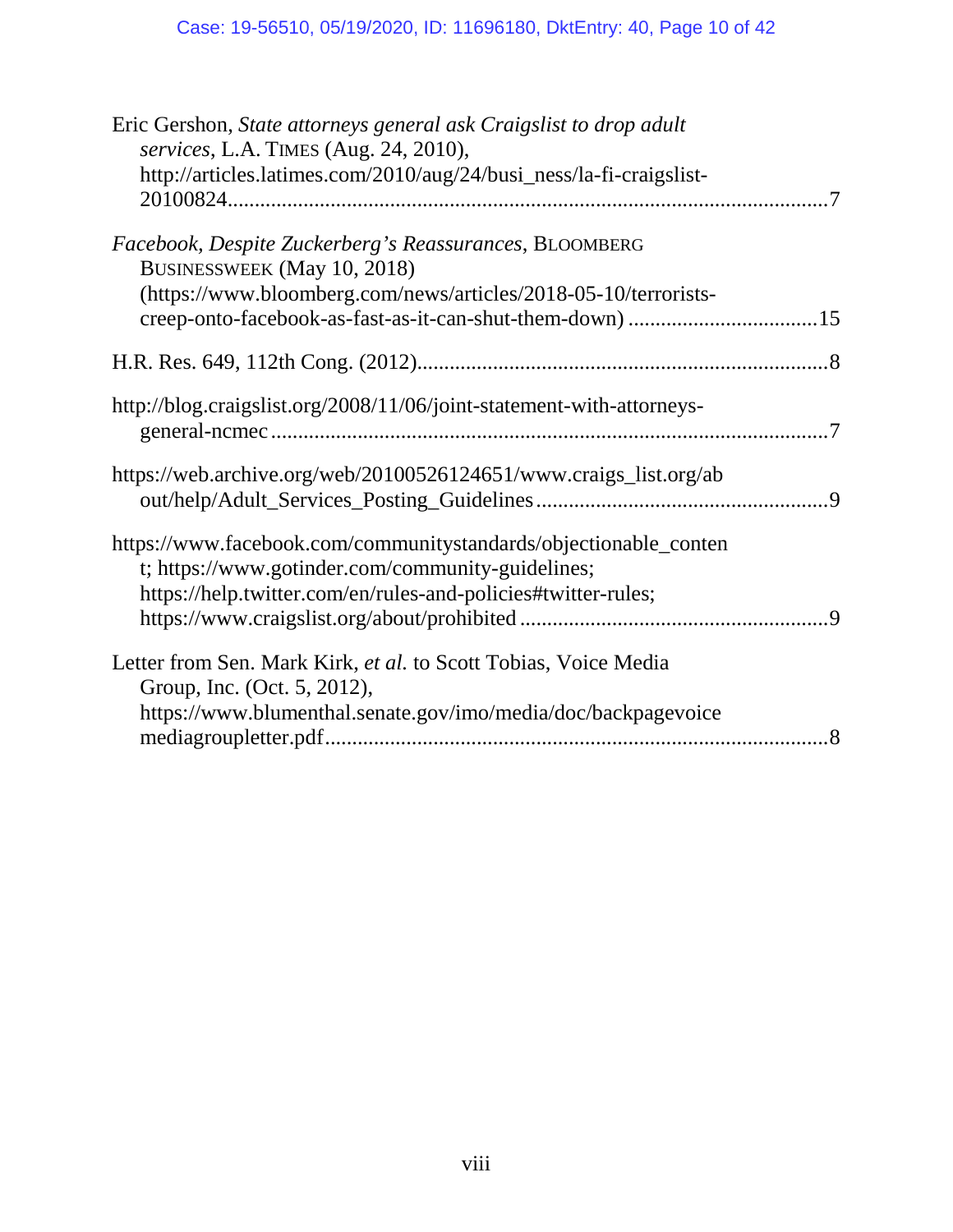Eric Gershon, *State attorneys general ask Craigslist to drop adult services*, L.A. TIMES (Aug. 24, 2010), http://articles.latimes.com/2010/aug/24/busi_ness/la-fi-craigslist-20100824..........................................................................................................7

*Facebook, Despite Zuckerberg's Reassurances*, BLOOMBERG BUSINESSWEEK (May 10, 2018) (https://www.bloomberg.com/news/articles/2018-05-10/terrorists-creep-onto-facebook-as-fast-as-it-can-shut-them-down) ..................................15

H.R. Res. 649, 112th Cong. (2012)..........................................................................8

http://blog.craigslist.org/2008/11/06/joint-statement-with-attorneys-general-ncmec ......................................................................................................7

https://web.archive.org/web/20100526124651/www.craigs_list.org/about/help/Adult_Services_Posting_Guidelines......................................................9

https://www.facebook.com/communitystandards/objectionable_content; https://www.gotinder.com/community-guidelines; https://help.twitter.com/en/rules-and-policies#twitter-rules; https://www.craigslist.org/about/prohibited ........................................................9

Letter from Sen. Mark Kirk, *et al.* to Scott Tobias, Voice Media Group, Inc. (Oct. 5, 2012), https://www.blumenthal.senate.gov/imo/media/doc/backpagevoicemediagroupletter.pdf..........................................................................................8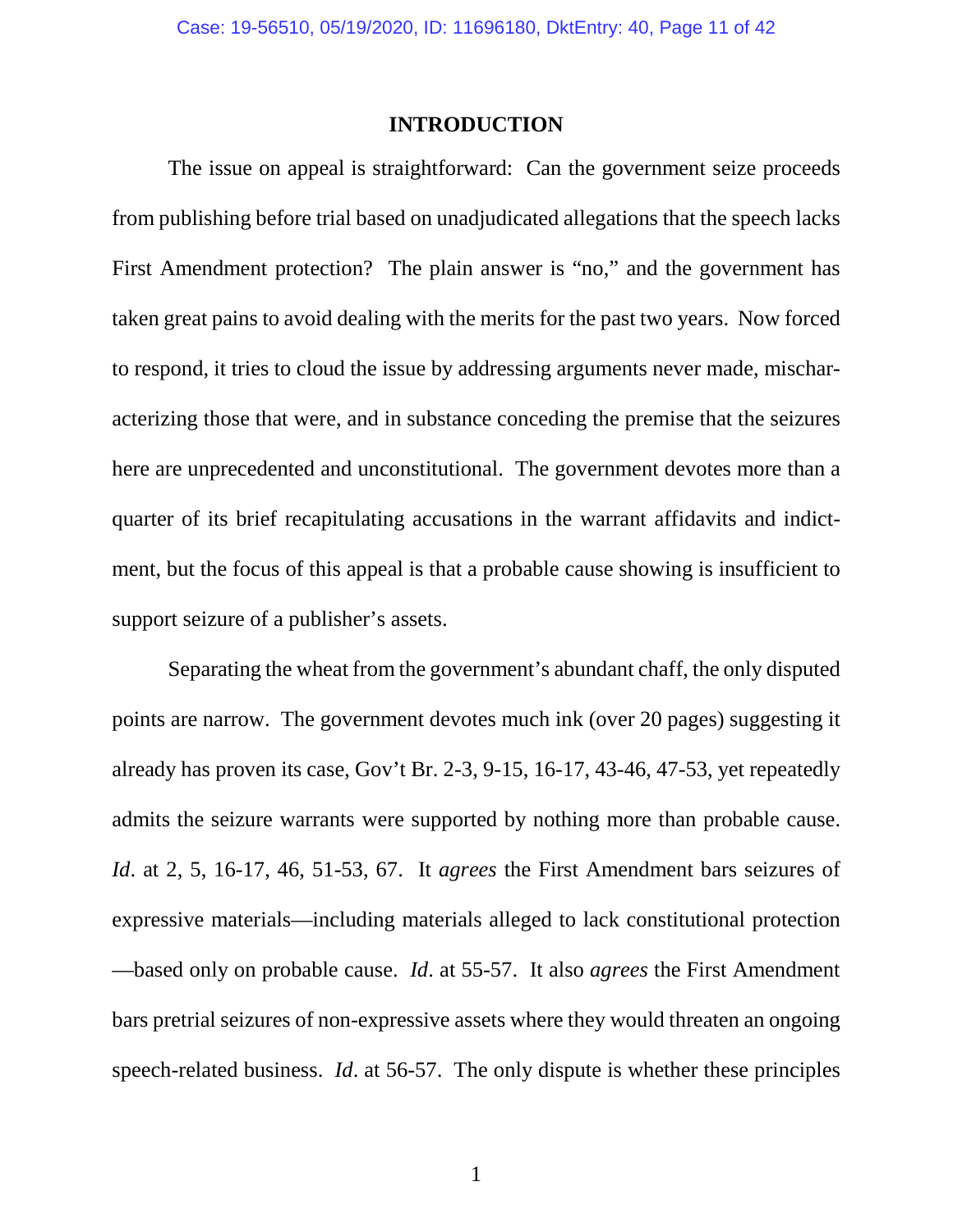## INTRODUCTION

The issue on appeal is straightforward: Can the government seize proceeds from publishing before trial based on unadjudicated allegations that the speech lacks First Amendment protection? The plain answer is "no," and the government has taken great pains to avoid dealing with the merits for the past two years. Now forced to respond, it tries to cloud the issue by addressing arguments never made, mischaracterizing those that were, and in substance conceding the premise that the seizures here are unprecedented and unconstitutional. The government devotes more than a quarter of its brief recapitulating accusations in the warrant affidavits and indictment, but the focus of this appeal is that a probable cause showing is insufficient to support seizure of a publisher's assets.

Separating the wheat from the government's abundant chaff, the only disputed points are narrow. The government devotes much ink (over 20 pages) suggesting it already has proven its case, Gov't Br. 2-3, 9-15, 16-17, 43-46, 47-53, yet repeatedly admits the seizure warrants were supported by nothing more than probable cause. *Id*. at 2, 5, 16-17, 46, 51-53, 67. It *agrees* the First Amendment bars seizures of expressive materials—including materials alleged to lack constitutional protection—based only on probable cause. *Id*. at 55-57. It also *agrees* the First Amendment bars pretrial seizures of non-expressive assets where they would threaten an ongoing speech-related business. *Id*. at 56-57. The only dispute is whether these principles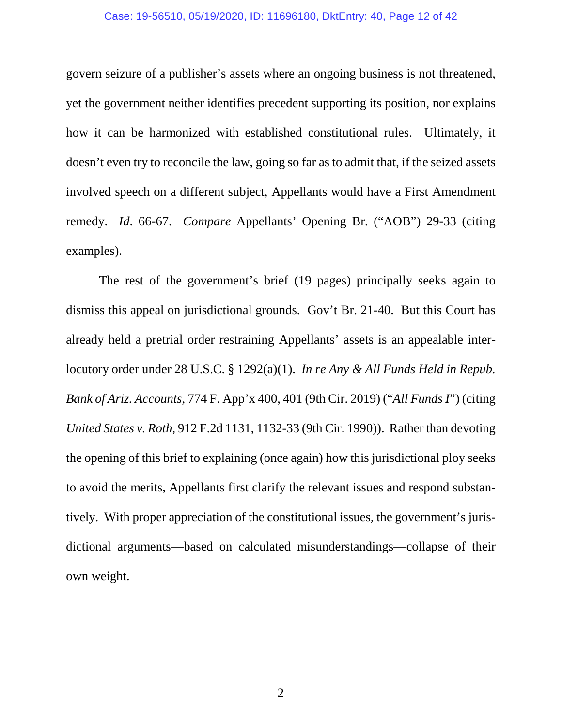govern seizure of a publisher's assets where an ongoing business is not threatened, yet the government neither identifies precedent supporting its position, nor explains how it can be harmonized with established constitutional rules. Ultimately, it doesn't even try to reconcile the law, going so far as to admit that, if the seized assets involved speech on a different subject, Appellants would have a First Amendment remedy. *Id*. 66-67. *Compare* Appellants' Opening Br. ("AOB") 29-33 (citing examples).

The rest of the government's brief (19 pages) principally seeks again to dismiss this appeal on jurisdictional grounds. Gov't Br. 21-40. But this Court has already held a pretrial order restraining Appellants' assets is an appealable interlocutory order under 28 U.S.C. § 1292(a)(1). *In re Any & All Funds Held in Repub. Bank of Ariz. Accounts*, 774 F. App'x 400, 401 (9th Cir. 2019) ("*All Funds I*") (citing *United States v. Roth*, 912 F.2d 1131, 1132-33 (9th Cir. 1990)). Rather than devoting the opening of this brief to explaining (once again) how this jurisdictional ploy seeks to avoid the merits, Appellants first clarify the relevant issues and respond substantively. With proper appreciation of the constitutional issues, the government's jurisdictional arguments—based on calculated misunderstandings—collapse of their own weight.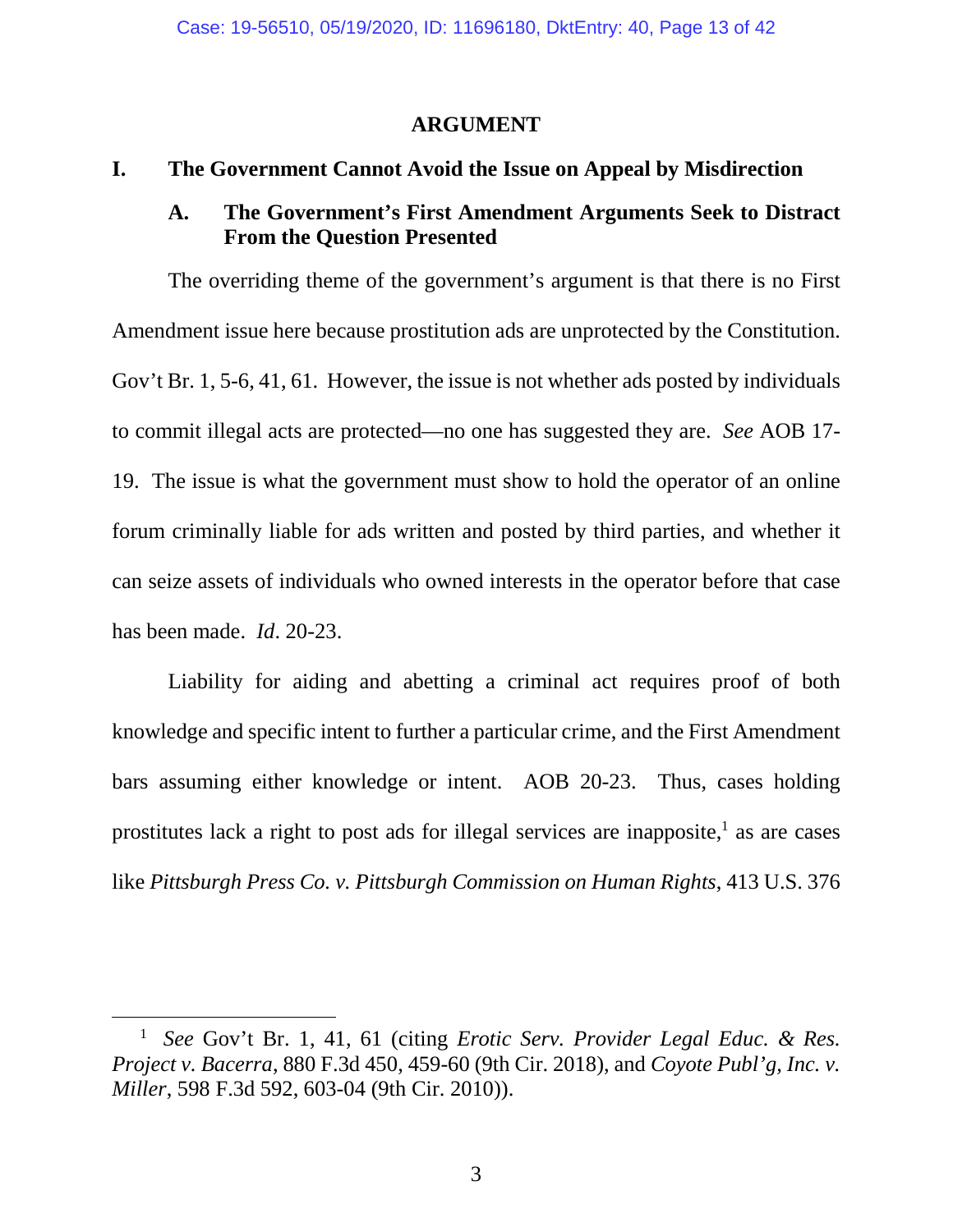## ARGUMENT

### I. The Government Cannot Avoid the Issue on Appeal by Misdirection

#### A. The Government's First Amendment Arguments Seek to Distract From the Question Presented

The overriding theme of the government's argument is that there is no First Amendment issue here because prostitution ads are unprotected by the Constitution. Gov't Br. 1, 5-6, 41, 61. However, the issue is not whether ads posted by individuals to commit illegal acts are protected—no one has suggested they are. *See* AOB 17-19. The issue is what the government must show to hold the operator of an online forum criminally liable for ads written and posted by third parties, and whether it can seize assets of individuals who owned interests in the operator before that case has been made. *Id*. 20-23.

Liability for aiding and abetting a criminal act requires proof of both knowledge and specific intent to further a particular crime, and the First Amendment bars assuming either knowledge or intent. AOB 20-23. Thus, cases holding prostitutes lack a right to post ads for illegal services are inapposite,[1] as are cases like *Pittsburgh Press Co. v. Pittsburgh Commission on Human Rights*, 413 U.S. 376

---

[1] *See* Gov't Br. 1, 41, 61 (citing *Erotic Serv. Provider Legal Educ. & Res. Project v. Bacerra*, 880 F.3d 450, 459-60 (9th Cir. 2018), and *Coyote Publ'g, Inc. v. Miller*, 598 F.3d 592, 603-04 (9th Cir. 2010)).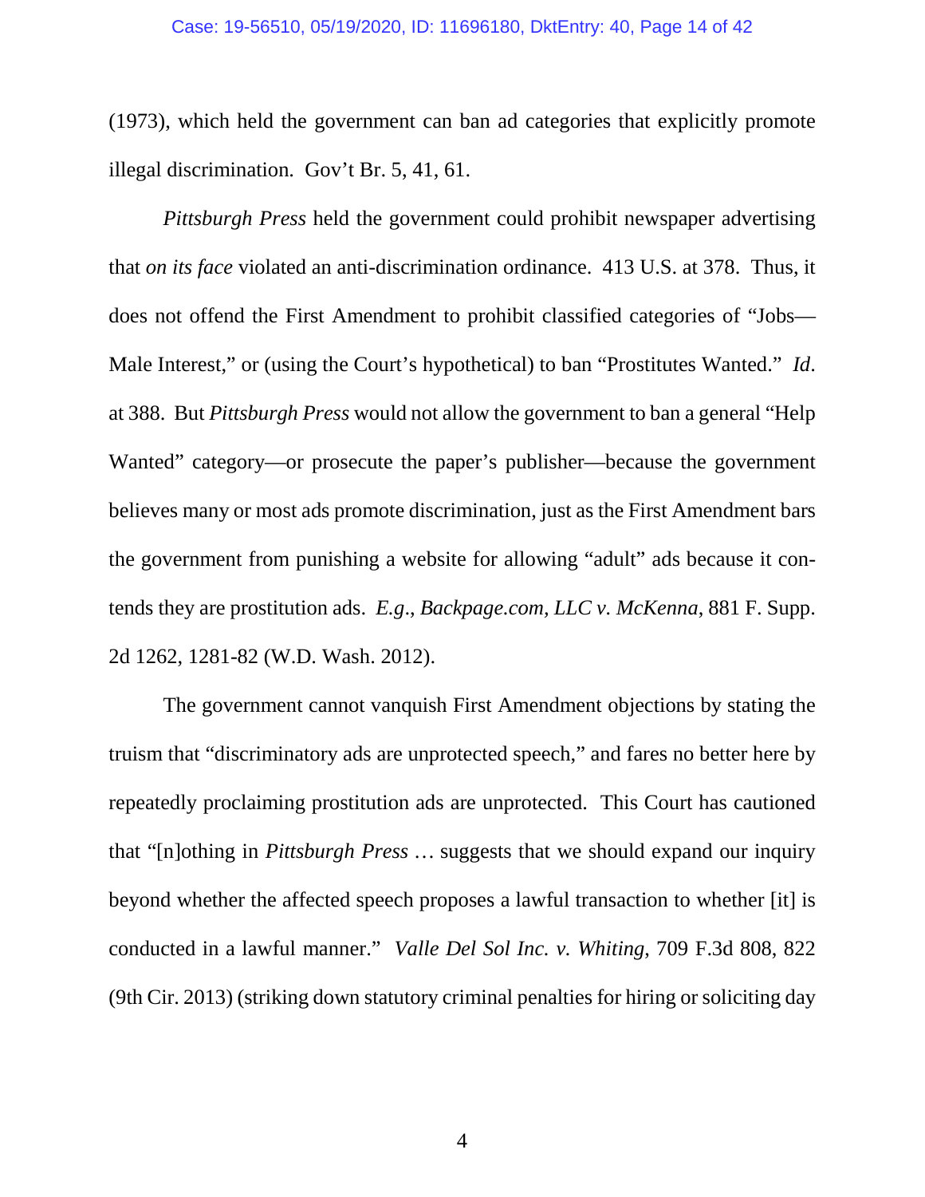(1973), which held the government can ban ad categories that explicitly promote illegal discrimination. Gov't Br. 5, 41, 61.

*Pittsburgh Press* held the government could prohibit newspaper advertising that *on its face* violated an anti-discrimination ordinance. 413 U.S. at 378. Thus, it does not offend the First Amendment to prohibit classified categories of "Jobs—Male Interest," or (using the Court's hypothetical) to ban "Prostitutes Wanted." *Id*. at 388. But *Pittsburgh Press* would not allow the government to ban a general "Help Wanted" category—or prosecute the paper's publisher—because the government believes many or most ads promote discrimination, just as the First Amendment bars the government from punishing a website for allowing "adult" ads because it contends they are prostitution ads. *E.g*., *Backpage.com, LLC v. McKenna*, 881 F. Supp. 2d 1262, 1281-82 (W.D. Wash. 2012).

The government cannot vanquish First Amendment objections by stating the truism that "discriminatory ads are unprotected speech," and fares no better here by repeatedly proclaiming prostitution ads are unprotected. This Court has cautioned that "[n]othing in *Pittsburgh Press* … suggests that we should expand our inquiry beyond whether the affected speech proposes a lawful transaction to whether [it] is conducted in a lawful manner." *Valle Del Sol Inc. v. Whiting*, 709 F.3d 808, 822 (9th Cir. 2013) (striking down statutory criminal penalties for hiring or soliciting day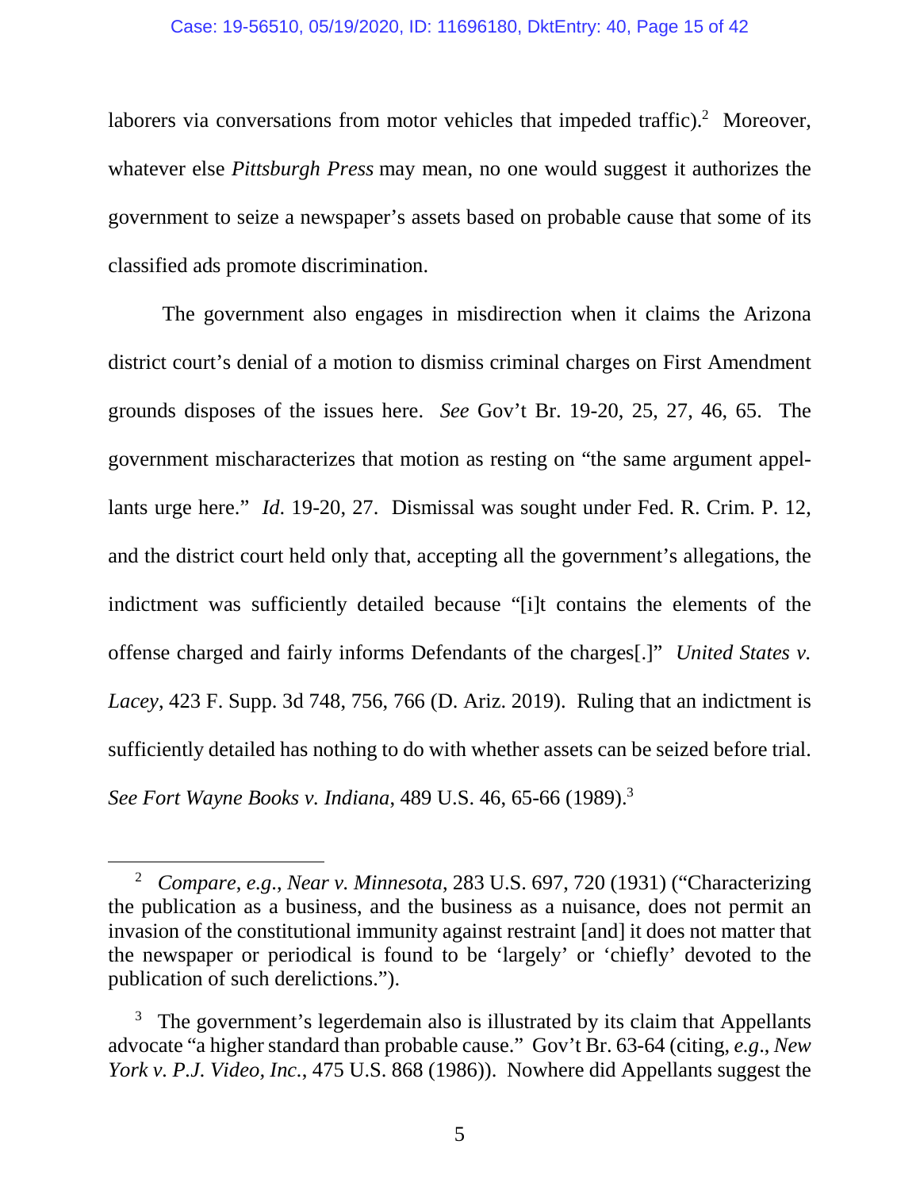laborers via conversations from motor vehicles that impeded traffic).[2] Moreover, whatever else *Pittsburgh Press* may mean, no one would suggest it authorizes the government to seize a newspaper's assets based on probable cause that some of its classified ads promote discrimination.

The government also engages in misdirection when it claims the Arizona district court's denial of a motion to dismiss criminal charges on First Amendment grounds disposes of the issues here. *See* Gov't Br. 19-20, 25, 27, 46, 65. The government mischaracterizes that motion as resting on "the same argument appellants urge here." *Id*. 19-20, 27. Dismissal was sought under Fed. R. Crim. P. 12, and the district court held only that, accepting all the government's allegations, the indictment was sufficiently detailed because "[i]t contains the elements of the offense charged and fairly informs Defendants of the charges[.]" *United States v. Lacey*, 423 F. Supp. 3d 748, 756, 766 (D. Ariz. 2019). Ruling that an indictment is sufficiently detailed has nothing to do with whether assets can be seized before trial. *See Fort Wayne Books v. Indiana*, 489 U.S. 46, 65-66 (1989).[3]

---

[2] *Compare, e.g.*, *Near v. Minnesota*, 283 U.S. 697, 720 (1931) ("Characterizing the publication as a business, and the business as a nuisance, does not permit an invasion of the constitutional immunity against restraint [and] it does not matter that the newspaper or periodical is found to be 'largely' or 'chiefly' devoted to the publication of such derelictions.").

[3] The government's legerdemain also is illustrated by its claim that Appellants advocate "a higher standard than probable cause." Gov't Br. 63-64 (citing, *e.g.*, *New York v. P.J. Video, Inc.*, 475 U.S. 868 (1986)). Nowhere did Appellants suggest the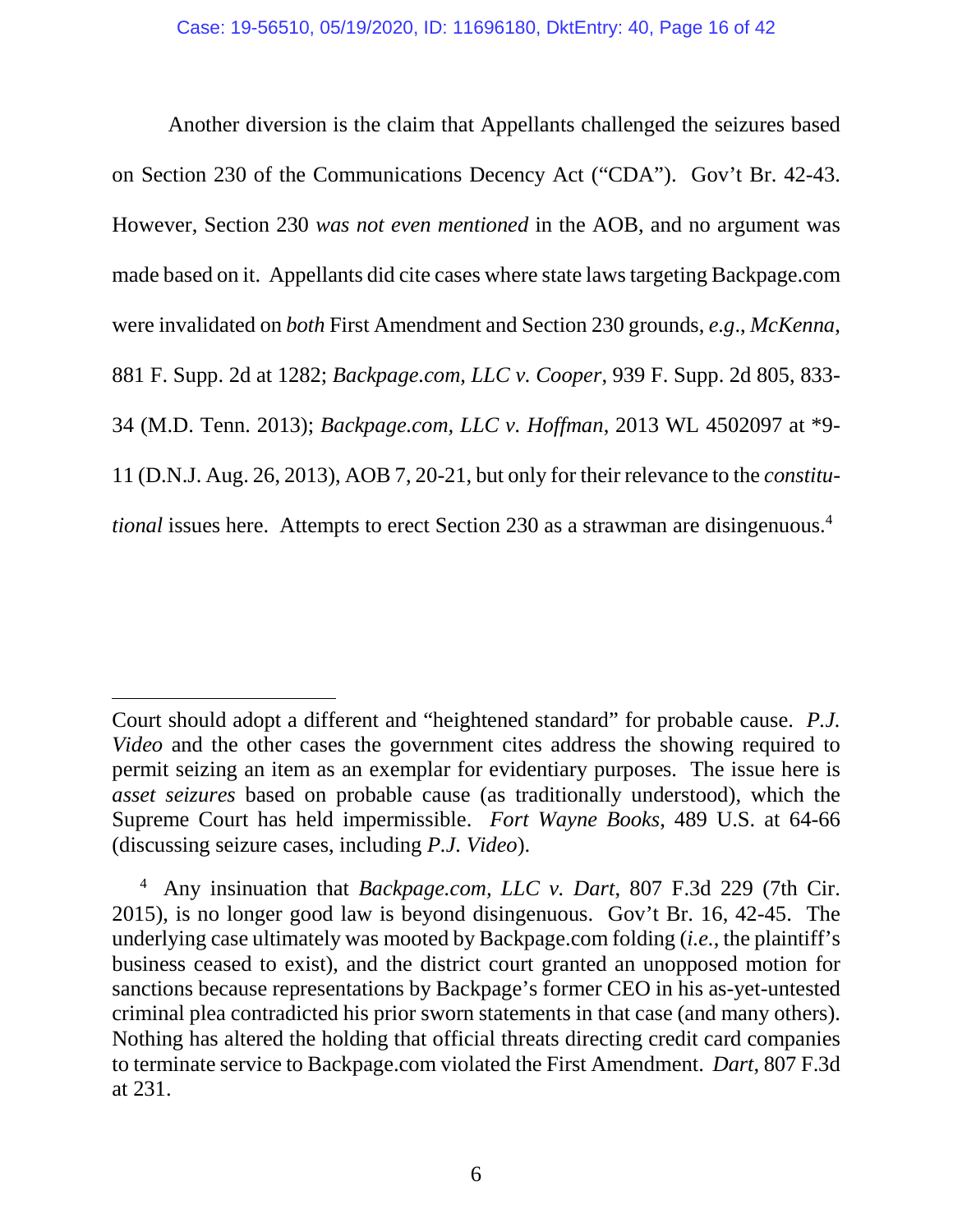Another diversion is the claim that Appellants challenged the seizures based on Section 230 of the Communications Decency Act ("CDA"). Gov't Br. 42-43. However, Section 230 *was not even mentioned* in the AOB, and no argument was made based on it. Appellants did cite cases where state laws targeting Backpage.com were invalidated on *both* First Amendment and Section 230 grounds, *e.g*., *McKenna*, 881 F. Supp. 2d at 1282; *Backpage.com, LLC v. Cooper*, 939 F. Supp. 2d 805, 833-34 (M.D. Tenn. 2013); *Backpage.com, LLC v. Hoffman*, 2013 WL 4502097 at *9-11 (D.N.J. Aug. 26, 2013), AOB 7, 20-21, but only for their relevance to the *constitutional* issues here. Attempts to erect Section 230 as a strawman are disingenuous.[4]

---

Court should adopt a different and "heightened standard" for probable cause. *P.J. Video* and the other cases the government cites address the showing required to permit seizing an item as an exemplar for evidentiary purposes. The issue here is *asset seizures* based on probable cause (as traditionally understood), which the Supreme Court has held impermissible. *Fort Wayne Books*, 489 U.S. at 64-66 (discussing seizure cases, including *P.J. Video*).

[4] Any insinuation that *Backpage.com, LLC v. Dart*, 807 F.3d 229 (7th Cir. 2015), is no longer good law is beyond disingenuous. Gov't Br. 16, 42-45. The underlying case ultimately was mooted by Backpage.com folding (*i.e.*, the plaintiff's business ceased to exist), and the district court granted an unopposed motion for sanctions because representations by Backpage's former CEO in his as-yet-untested criminal plea contradicted his prior sworn statements in that case (and many others). Nothing has altered the holding that official threats directing credit card companies to terminate service to Backpage.com violated the First Amendment. *Dart*, 807 F.3d at 231.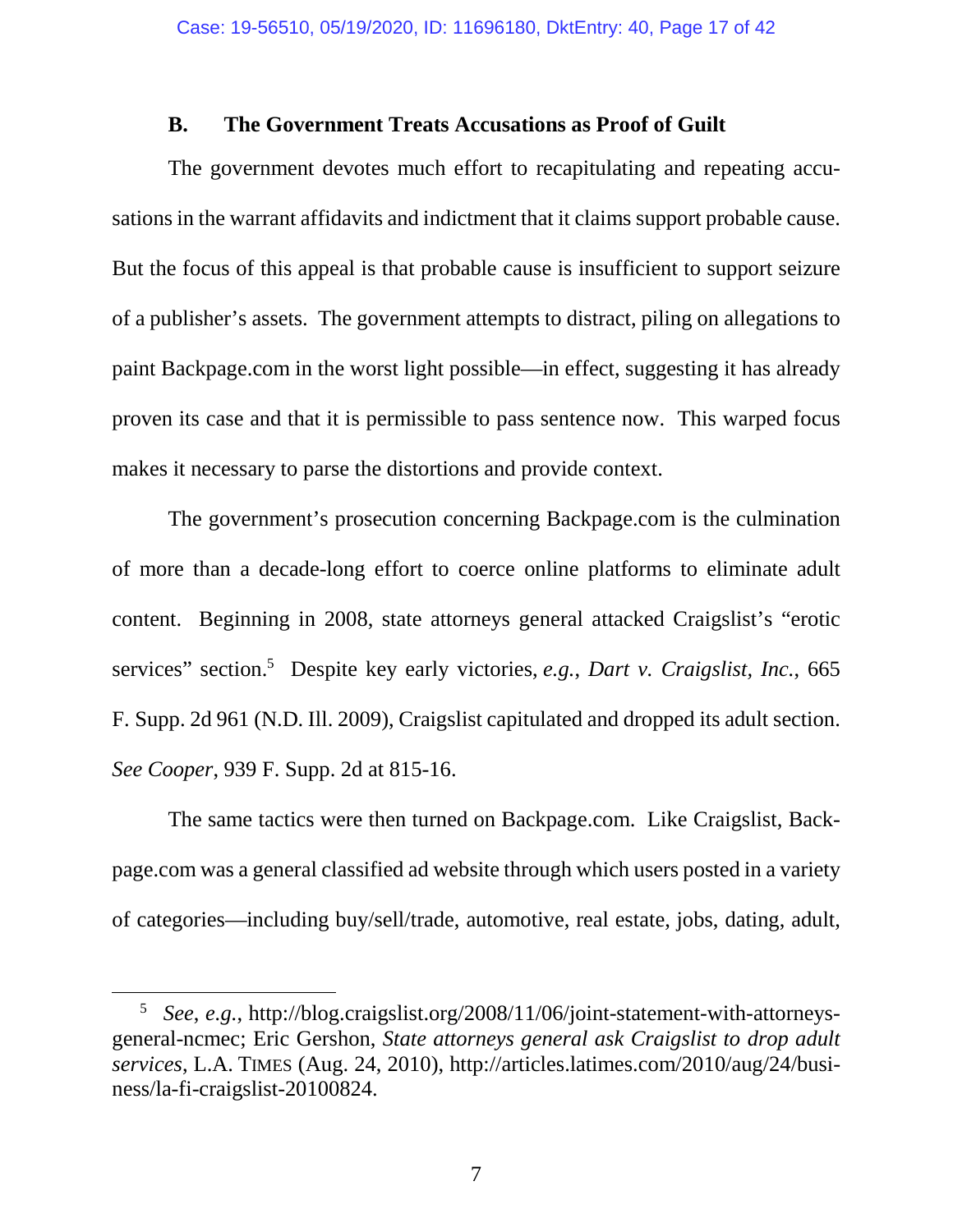### B. The Government Treats Accusations as Proof of Guilt

The government devotes much effort to recapitulating and repeating accusations in the warrant affidavits and indictment that it claims support probable cause. But the focus of this appeal is that probable cause is insufficient to support seizure of a publisher's assets. The government attempts to distract, piling on allegations to paint Backpage.com in the worst light possible—in effect, suggesting it has already proven its case and that it is permissible to pass sentence now. This warped focus makes it necessary to parse the distortions and provide context.

The government's prosecution concerning Backpage.com is the culmination of more than a decade-long effort to coerce online platforms to eliminate adult content. Beginning in 2008, state attorneys general attacked Craigslist's "erotic services" section.[5] Despite key early victories, *e.g.*, *Dart v. Craigslist, Inc.*, 665 F. Supp. 2d 961 (N.D. Ill. 2009), Craigslist capitulated and dropped its adult section. *See Cooper*, 939 F. Supp. 2d at 815-16.

The same tactics were then turned on Backpage.com. Like Craigslist, Backpage.com was a general classified ad website through which users posted in a variety of categories—including buy/sell/trade, automotive, real estate, jobs, dating, adult,

---

[5] *See*, *e.g.*, http://blog.craigslist.org/2008/11/06/joint-statement-with-attorneys-general-ncmec; Eric Gershon, *State attorneys general ask Craigslist to drop adult services*, L.A. TIMES (Aug. 24, 2010), http://articles.latimes.com/2010/aug/24/business/la-fi-craigslist-20100824.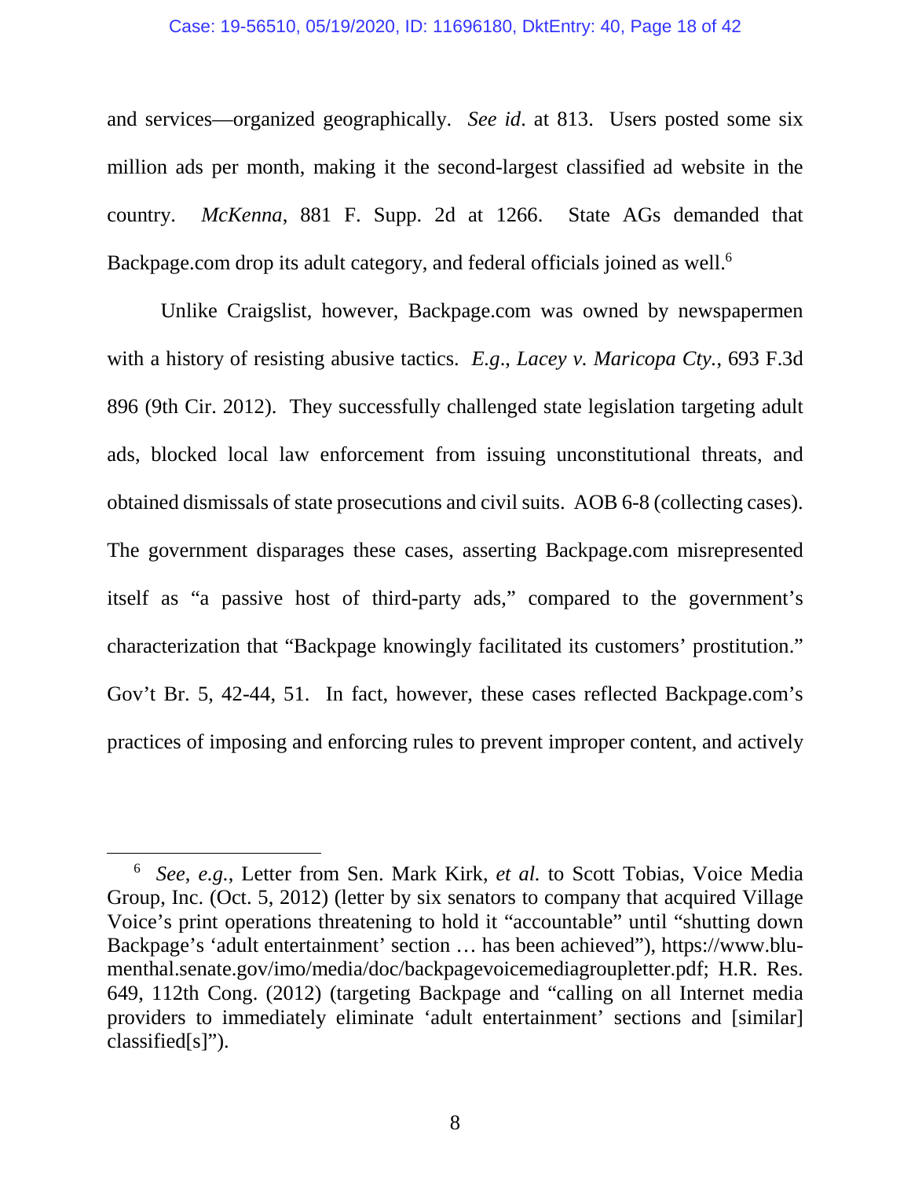and services—organized geographically. *See id*. at 813. Users posted some six million ads per month, making it the second-largest classified ad website in the country. *McKenna*, 881 F. Supp. 2d at 1266. State AGs demanded that Backpage.com drop its adult category, and federal officials joined as well.[6]

Unlike Craigslist, however, Backpage.com was owned by newspapermen with a history of resisting abusive tactics. *E.g*., *Lacey v. Maricopa Cty.*, 693 F.3d 896 (9th Cir. 2012). They successfully challenged state legislation targeting adult ads, blocked local law enforcement from issuing unconstitutional threats, and obtained dismissals of state prosecutions and civil suits. AOB 6-8 (collecting cases). The government disparages these cases, asserting Backpage.com misrepresented itself as "a passive host of third-party ads," compared to the government's characterization that "Backpage knowingly facilitated its customers' prostitution." Gov't Br. 5, 42-44, 51. In fact, however, these cases reflected Backpage.com's practices of imposing and enforcing rules to prevent improper content, and actively

---

[6] *See, e.g.*, Letter from Sen. Mark Kirk, *et al.* to Scott Tobias, Voice Media Group, Inc. (Oct. 5, 2012) (letter by six senators to company that acquired Village Voice's print operations threatening to hold it "accountable" until "shutting down Backpage's 'adult entertainment' section … has been achieved"), https://www.blumenthal.senate.gov/imo/media/doc/backpagevoicemediagroupletter.pdf; H.R. Res. 649, 112th Cong. (2012) (targeting Backpage and "calling on all Internet media providers to immediately eliminate 'adult entertainment' sections and [similar] classified[s]").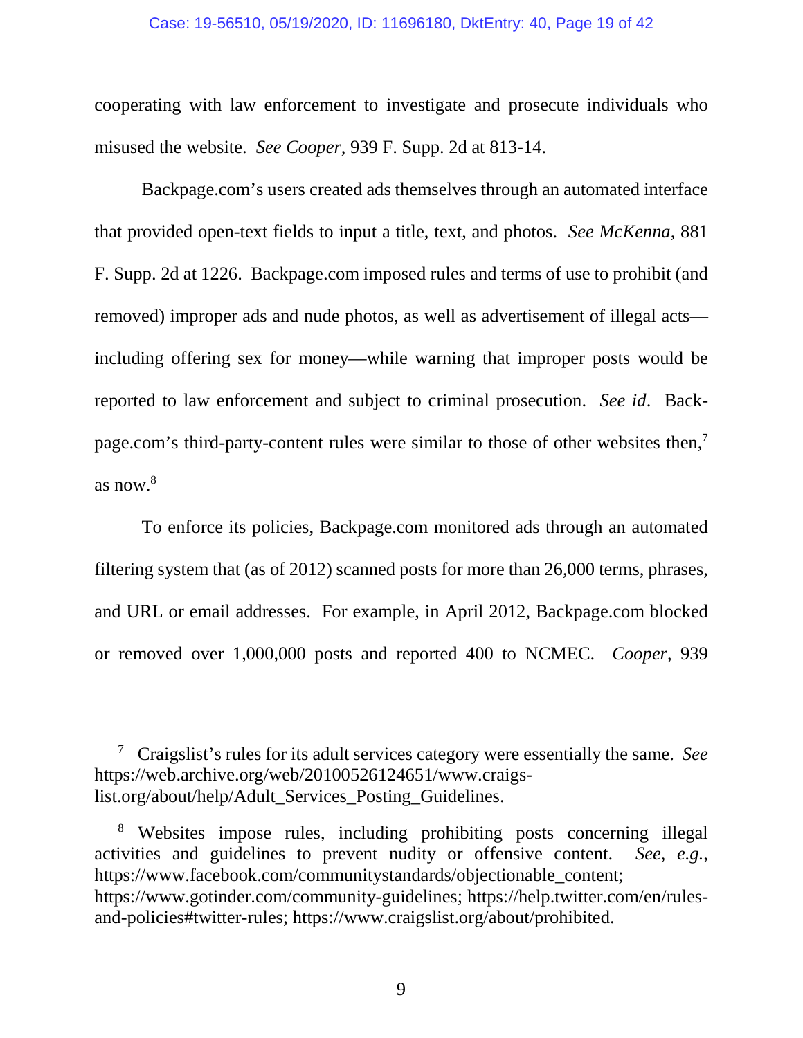cooperating with law enforcement to investigate and prosecute individuals who misused the website. *See Cooper*, 939 F. Supp. 2d at 813-14.

Backpage.com's users created ads themselves through an automated interface that provided open-text fields to input a title, text, and photos. *See McKenna*, 881 F. Supp. 2d at 1226. Backpage.com imposed rules and terms of use to prohibit (and removed) improper ads and nude photos, as well as advertisement of illegal acts—including offering sex for money—while warning that improper posts would be reported to law enforcement and subject to criminal prosecution. *See id*. Backpage.com's third-party-content rules were similar to those of other websites then,[7] as now.[8]

To enforce its policies, Backpage.com monitored ads through an automated filtering system that (as of 2012) scanned posts for more than 26,000 terms, phrases, and URL or email addresses. For example, in April 2012, Backpage.com blocked or removed over 1,000,000 posts and reported 400 to NCMEC. *Cooper*, 939

---

[7] Craigslist's rules for its adult services category were essentially the same. *See* https://web.archive.org/web/20100526124651/www.craigslist.org/about/help/Adult_Services_Posting_Guidelines.

[8] Websites impose rules, including prohibiting posts concerning illegal activities and guidelines to prevent nudity or offensive content. *See, e.g.*, https://www.facebook.com/communitystandards/objectionable_content; https://www.gotinder.com/community-guidelines; https://help.twitter.com/en/rules-and-policies#twitter-rules; https://www.craigslist.org/about/prohibited.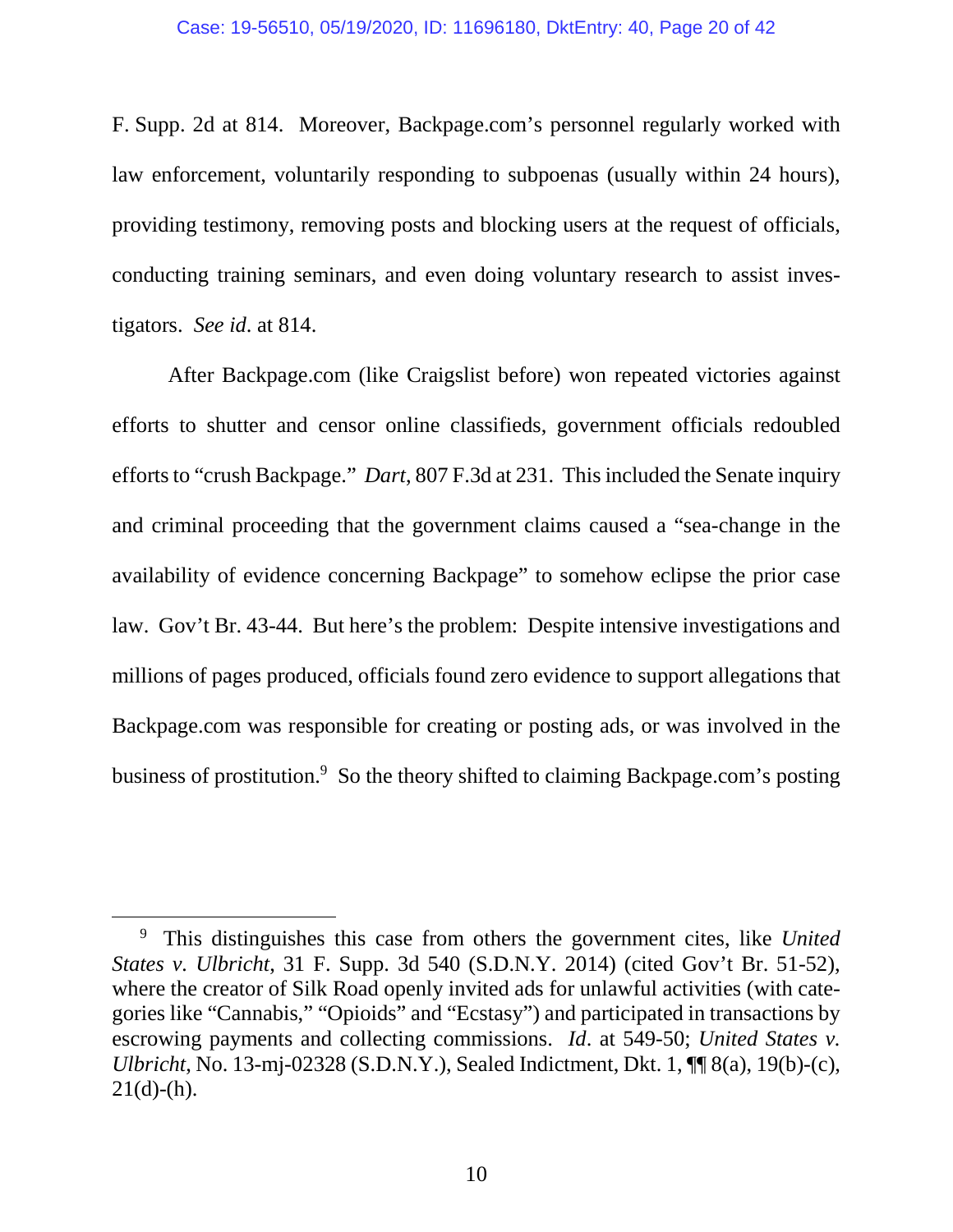F. Supp. 2d at 814. Moreover, Backpage.com's personnel regularly worked with law enforcement, voluntarily responding to subpoenas (usually within 24 hours), providing testimony, removing posts and blocking users at the request of officials, conducting training seminars, and even doing voluntary research to assist investigators. *See id*. at 814.

After Backpage.com (like Craigslist before) won repeated victories against efforts to shutter and censor online classifieds, government officials redoubled efforts to "crush Backpage." *Dart*, 807 F.3d at 231. This included the Senate inquiry and criminal proceeding that the government claims caused a "sea-change in the availability of evidence concerning Backpage" to somehow eclipse the prior case law. Gov't Br. 43-44. But here's the problem: Despite intensive investigations and millions of pages produced, officials found zero evidence to support allegations that Backpage.com was responsible for creating or posting ads, or was involved in the business of prostitution.[9] So the theory shifted to claiming Backpage.com's posting

---

[9] This distinguishes this case from others the government cites, like *United States v. Ulbricht*, 31 F. Supp. 3d 540 (S.D.N.Y. 2014) (cited Gov't Br. 51-52), where the creator of Silk Road openly invited ads for unlawful activities (with categories like "Cannabis," "Opioids" and "Ecstasy") and participated in transactions by escrowing payments and collecting commissions. *Id*. at 549-50; *United States v. Ulbricht*, No. 13-mj-02328 (S.D.N.Y.), Sealed Indictment, Dkt. 1, ¶¶ 8(a), 19(b)-(c), 21(d)-(h).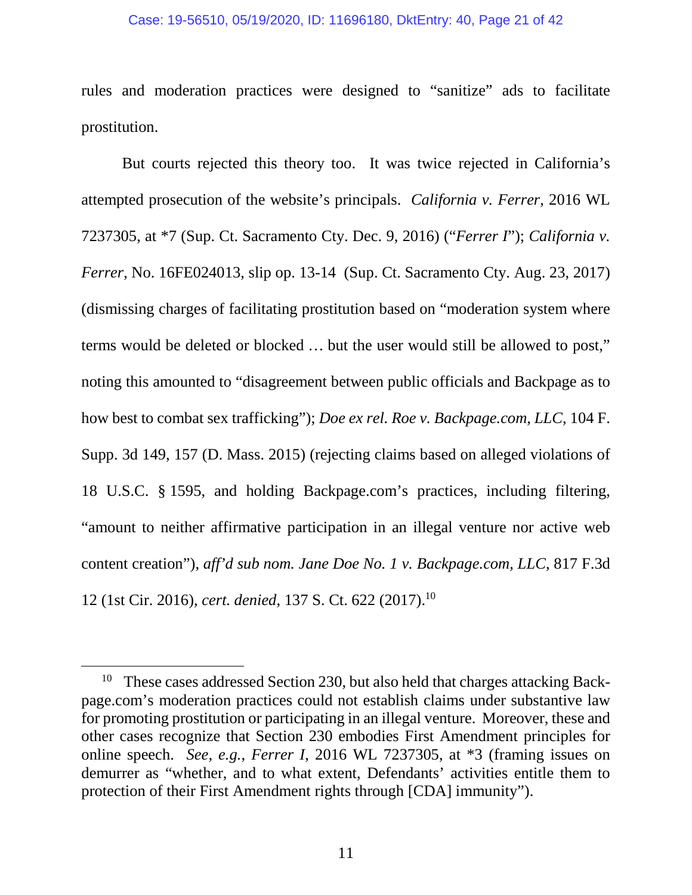rules and moderation practices were designed to "sanitize" ads to facilitate prostitution.

But courts rejected this theory too. It was twice rejected in California's attempted prosecution of the website's principals. *California v. Ferrer*, 2016 WL 7237305, at *7 (Sup. Ct. Sacramento Cty. Dec. 9, 2016) ("*Ferrer I*"); *California v. Ferrer*, No. 16FE024013, slip op. 13-14 (Sup. Ct. Sacramento Cty. Aug. 23, 2017) (dismissing charges of facilitating prostitution based on "moderation system where terms would be deleted or blocked … but the user would still be allowed to post," noting this amounted to "disagreement between public officials and Backpage as to how best to combat sex trafficking"); *Doe ex rel. Roe v. Backpage.com, LLC*, 104 F. Supp. 3d 149, 157 (D. Mass. 2015) (rejecting claims based on alleged violations of 18 U.S.C. § 1595, and holding Backpage.com's practices, including filtering, "amount to neither affirmative participation in an illegal venture nor active web content creation"), *aff'd sub nom. Jane Doe No. 1 v. Backpage.com, LLC*, 817 F.3d 12 (1st Cir. 2016), *cert. denied*, 137 S. Ct. 622 (2017).[10]

---

[10] These cases addressed Section 230, but also held that charges attacking Backpage.com's moderation practices could not establish claims under substantive law for promoting prostitution or participating in an illegal venture. Moreover, these and other cases recognize that Section 230 embodies First Amendment principles for online speech. *See, e.g.*, *Ferrer I*, 2016 WL 7237305, at *3 (framing issues on demurrer as "whether, and to what extent, Defendants' activities entitle them to protection of their First Amendment rights through [CDA] immunity").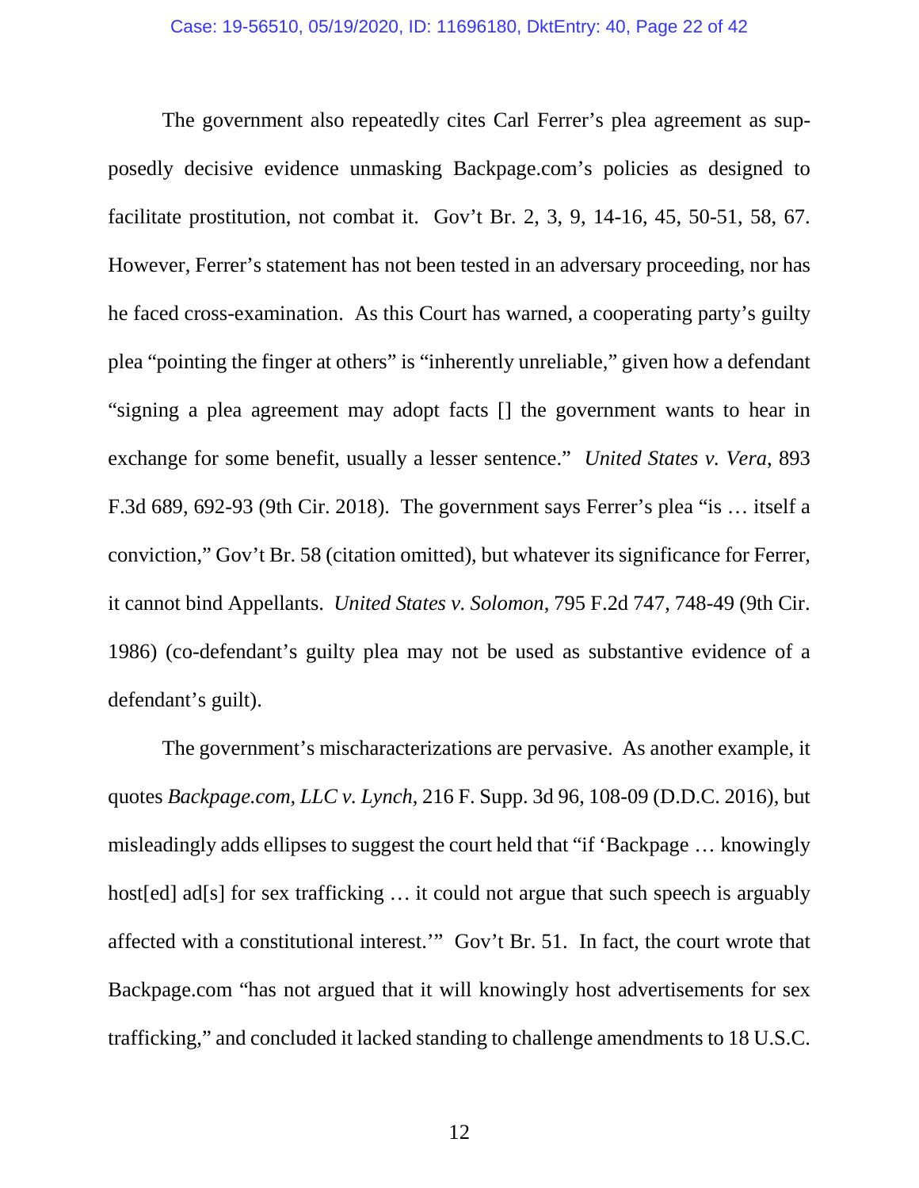The government also repeatedly cites Carl Ferrer's plea agreement as supposedly decisive evidence unmasking Backpage.com's policies as designed to facilitate prostitution, not combat it. Gov't Br. 2, 3, 9, 14-16, 45, 50-51, 58, 67. However, Ferrer's statement has not been tested in an adversary proceeding, nor has he faced cross-examination. As this Court has warned, a cooperating party's guilty plea "pointing the finger at others" is "inherently unreliable," given how a defendant "signing a plea agreement may adopt facts [] the government wants to hear in exchange for some benefit, usually a lesser sentence." *United States v. Vera*, 893 F.3d 689, 692-93 (9th Cir. 2018). The government says Ferrer's plea "is … itself a conviction," Gov't Br. 58 (citation omitted), but whatever its significance for Ferrer, it cannot bind Appellants. *United States v. Solomon*, 795 F.2d 747, 748-49 (9th Cir. 1986) (co-defendant's guilty plea may not be used as substantive evidence of a defendant's guilt).

The government's mischaracterizations are pervasive. As another example, it quotes *Backpage.com, LLC v. Lynch*, 216 F. Supp. 3d 96, 108-09 (D.D.C. 2016), but misleadingly adds ellipses to suggest the court held that "if 'Backpage … knowingly host[ed] ad[s] for sex trafficking … it could not argue that such speech is arguably affected with a constitutional interest.'" Gov't Br. 51. In fact, the court wrote that Backpage.com "has not argued that it will knowingly host advertisements for sex trafficking," and concluded it lacked standing to challenge amendments to 18 U.S.C.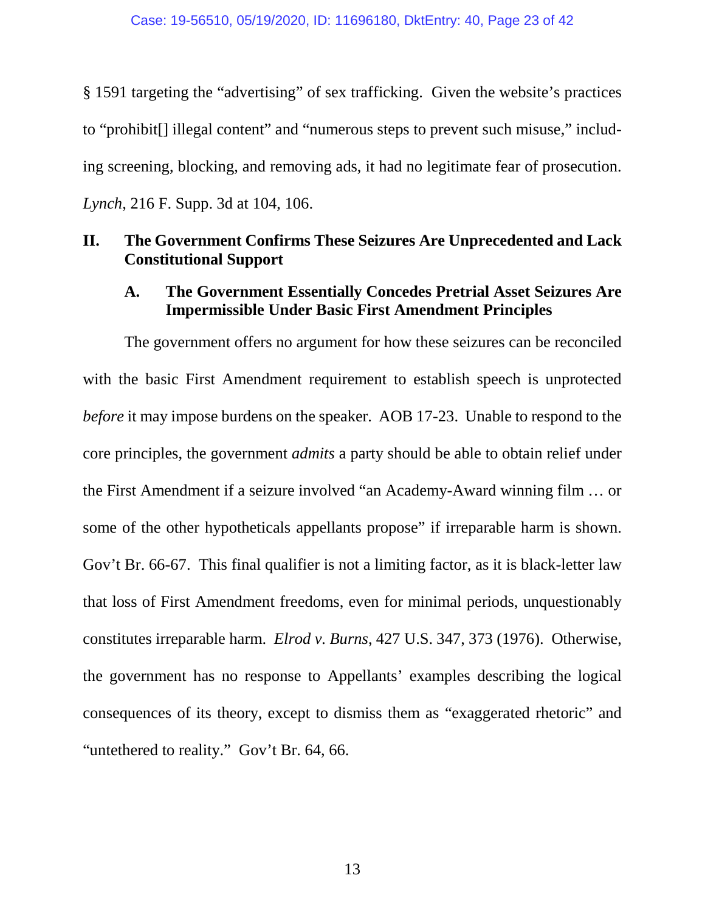§ 1591 targeting the "advertising" of sex trafficking. Given the website's practices to "prohibit[] illegal content" and "numerous steps to prevent such misuse," including screening, blocking, and removing ads, it had no legitimate fear of prosecution. *Lynch*, 216 F. Supp. 3d at 104, 106.

## II. The Government Confirms These Seizures Are Unprecedented and Lack Constitutional Support

### A. The Government Essentially Concedes Pretrial Asset Seizures Are Impermissible Under Basic First Amendment Principles

The government offers no argument for how these seizures can be reconciled with the basic First Amendment requirement to establish speech is unprotected *before* it may impose burdens on the speaker. AOB 17-23. Unable to respond to the core principles, the government *admits* a party should be able to obtain relief under the First Amendment if a seizure involved "an Academy-Award winning film … or some of the other hypotheticals appellants propose" if irreparable harm is shown. Gov't Br. 66-67. This final qualifier is not a limiting factor, as it is black-letter law that loss of First Amendment freedoms, even for minimal periods, unquestionably constitutes irreparable harm. *Elrod v. Burns*, 427 U.S. 347, 373 (1976). Otherwise, the government has no response to Appellants' examples describing the logical consequences of its theory, except to dismiss them as "exaggerated rhetoric" and "untethered to reality." Gov't Br. 64, 66.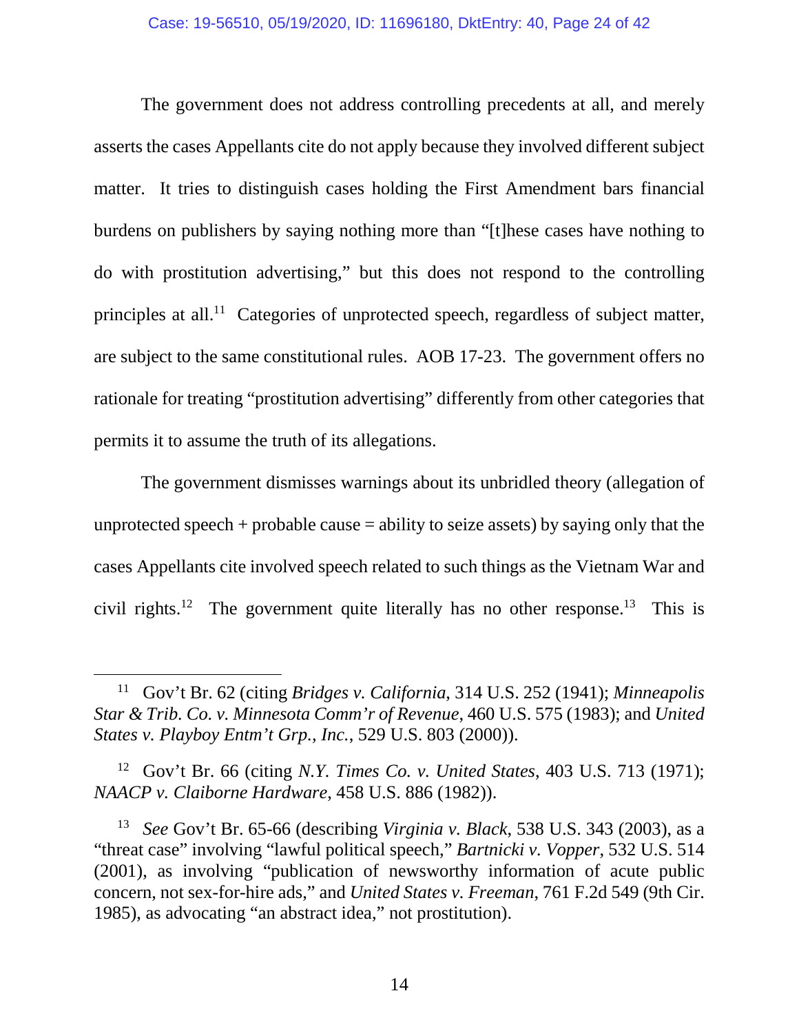The government does not address controlling precedents at all, and merely asserts the cases Appellants cite do not apply because they involved different subject matter. It tries to distinguish cases holding the First Amendment bars financial burdens on publishers by saying nothing more than "[t]hese cases have nothing to do with prostitution advertising," but this does not respond to the controlling principles at all.[11] Categories of unprotected speech, regardless of subject matter, are subject to the same constitutional rules. AOB 17-23. The government offers no rationale for treating "prostitution advertising" differently from other categories that permits it to assume the truth of its allegations.

The government dismisses warnings about its unbridled theory (allegation of unprotected speech + probable cause = ability to seize assets) by saying only that the cases Appellants cite involved speech related to such things as the Vietnam War and civil rights.[12] The government quite literally has no other response.[13] This is

---

[11] Gov't Br. 62 (citing *Bridges v. California*, 314 U.S. 252 (1941); *Minneapolis Star & Trib. Co. v. Minnesota Comm'r of Revenue*, 460 U.S. 575 (1983); and *United States v. Playboy Entm't Grp., Inc.*, 529 U.S. 803 (2000)).

[12] Gov't Br. 66 (citing *N.Y. Times Co. v. United States*, 403 U.S. 713 (1971); *NAACP v. Claiborne Hardware*, 458 U.S. 886 (1982)).

[13] *See* Gov't Br. 65-66 (describing *Virginia v. Black*, 538 U.S. 343 (2003), as a "threat case" involving "lawful political speech," *Bartnicki v. Vopper*, 532 U.S. 514 (2001), as involving "publication of newsworthy information of acute public concern, not sex-for-hire ads," and *United States v. Freeman*, 761 F.2d 549 (9th Cir. 1985), as advocating "an abstract idea," not prostitution).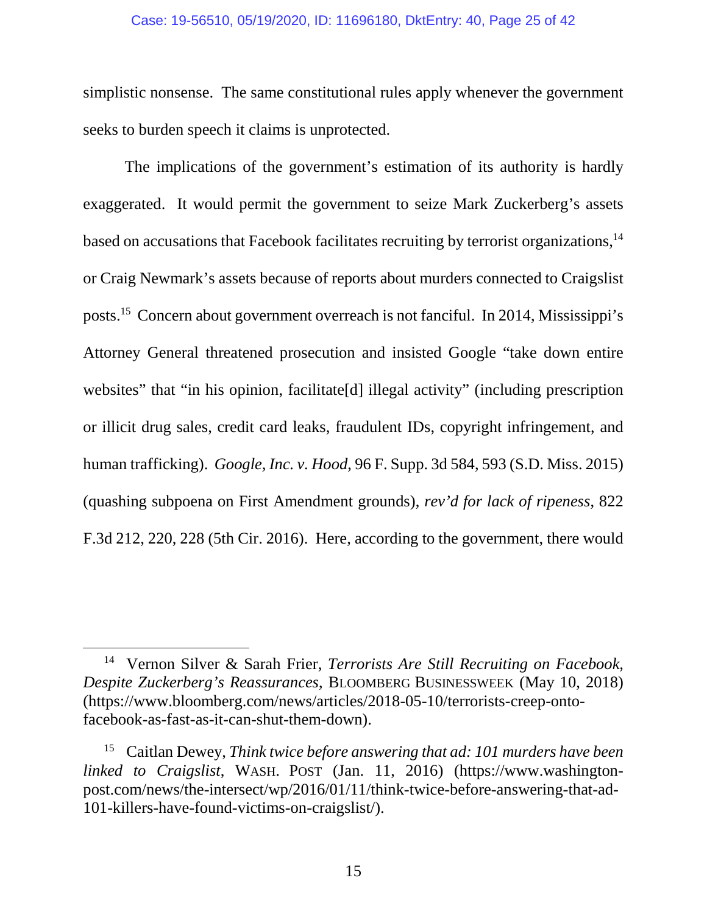simplistic nonsense. The same constitutional rules apply whenever the government seeks to burden speech it claims is unprotected.

The implications of the government's estimation of its authority is hardly exaggerated. It would permit the government to seize Mark Zuckerberg's assets based on accusations that Facebook facilitates recruiting by terrorist organizations,[14] or Craig Newmark's assets because of reports about murders connected to Craigslist posts.[15] Concern about government overreach is not fanciful. In 2014, Mississippi's Attorney General threatened prosecution and insisted Google "take down entire websites" that "in his opinion, facilitate[d] illegal activity" (including prescription or illicit drug sales, credit card leaks, fraudulent IDs, copyright infringement, and human trafficking). *Google, Inc. v. Hood*, 96 F. Supp. 3d 584, 593 (S.D. Miss. 2015) (quashing subpoena on First Amendment grounds), *rev'd for lack of ripeness*, 822 F.3d 212, 220, 228 (5th Cir. 2016). Here, according to the government, there would

---

[14] Vernon Silver & Sarah Frier, *Terrorists Are Still Recruiting on Facebook, Despite Zuckerberg's Reassurances*, BLOOMBERG BUSINESSWEEK (May 10, 2018) (https://www.bloomberg.com/news/articles/2018-05-10/terrorists-creep-onto-facebook-as-fast-as-it-can-shut-them-down).

[15] Caitlan Dewey, *Think twice before answering that ad: 101 murders have been linked to Craigslist*, WASH. POST (Jan. 11, 2016) (https://www.washington-post.com/news/the-intersect/wp/2016/01/11/think-twice-before-answering-that-ad-101-killers-have-found-victims-on-craigslist/).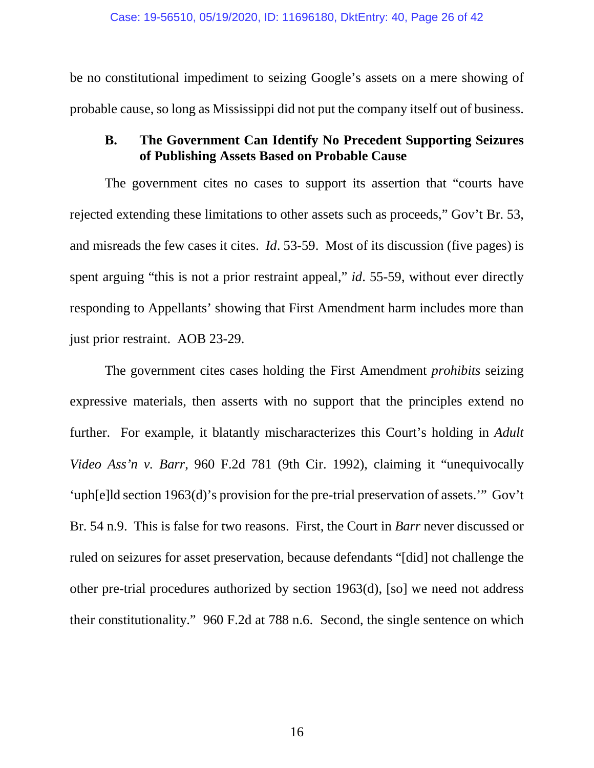be no constitutional impediment to seizing Google's assets on a mere showing of probable cause, so long as Mississippi did not put the company itself out of business.

### B. The Government Can Identify No Precedent Supporting Seizures of Publishing Assets Based on Probable Cause

The government cites no cases to support its assertion that "courts have rejected extending these limitations to other assets such as proceeds," Gov't Br. 53, and misreads the few cases it cites. *Id*. 53-59. Most of its discussion (five pages) is spent arguing "this is not a prior restraint appeal," *id*. 55-59, without ever directly responding to Appellants' showing that First Amendment harm includes more than just prior restraint. AOB 23-29.

The government cites cases holding the First Amendment *prohibits* seizing expressive materials, then asserts with no support that the principles extend no further. For example, it blatantly mischaracterizes this Court's holding in *Adult Video Ass'n v. Barr*, 960 F.2d 781 (9th Cir. 1992), claiming it "unequivocally 'uph[e]ld section 1963(d)'s provision for the pre-trial preservation of assets.'" Gov't Br. 54 n.9. This is false for two reasons. First, the Court in *Barr* never discussed or ruled on seizures for asset preservation, because defendants "[did] not challenge the other pre-trial procedures authorized by section 1963(d), [so] we need not address their constitutionality." 960 F.2d at 788 n.6. Second, the single sentence on which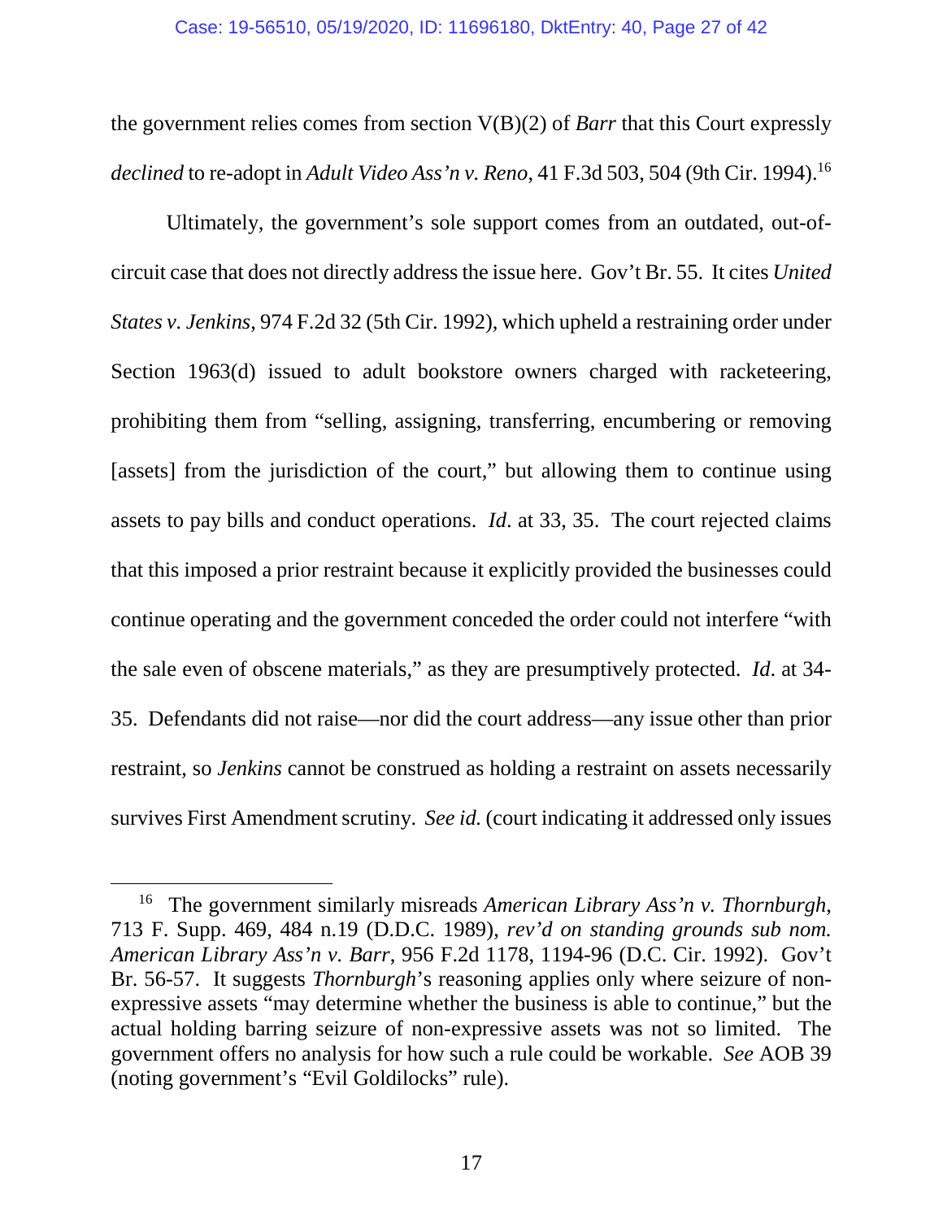the government relies comes from section V(B)(2) of *Barr* that this Court expressly *declined* to re-adopt in *Adult Video Ass'n v. Reno*, 41 F.3d 503, 504 (9th Cir. 1994).[16]

Ultimately, the government's sole support comes from an outdated, out-of-circuit case that does not directly address the issue here. Gov't Br. 55. It cites *United States v. Jenkins*, 974 F.2d 32 (5th Cir. 1992), which upheld a restraining order under Section 1963(d) issued to adult bookstore owners charged with racketeering, prohibiting them from "selling, assigning, transferring, encumbering or removing [assets] from the jurisdiction of the court," but allowing them to continue using assets to pay bills and conduct operations. *Id*. at 33, 35. The court rejected claims that this imposed a prior restraint because it explicitly provided the businesses could continue operating and the government conceded the order could not interfere "with the sale even of obscene materials," as they are presumptively protected. *Id*. at 34-35. Defendants did not raise—nor did the court address—any issue other than prior restraint, so *Jenkins* cannot be construed as holding a restraint on assets necessarily survives First Amendment scrutiny. *See id.* (court indicating it addressed only issues

---

[16] The government similarly misreads *American Library Ass'n v. Thornburgh*, 713 F. Supp. 469, 484 n.19 (D.D.C. 1989), *rev'd on standing grounds sub nom. American Library Ass'n v. Barr*, 956 F.2d 1178, 1194-96 (D.C. Cir. 1992). Gov't Br. 56-57. It suggests *Thornburgh*'s reasoning applies only where seizure of non-expressive assets "may determine whether the business is able to continue," but the actual holding barring seizure of non-expressive assets was not so limited. The government offers no analysis for how such a rule could be workable. *See* AOB 39 (noting government's "Evil Goldilocks" rule).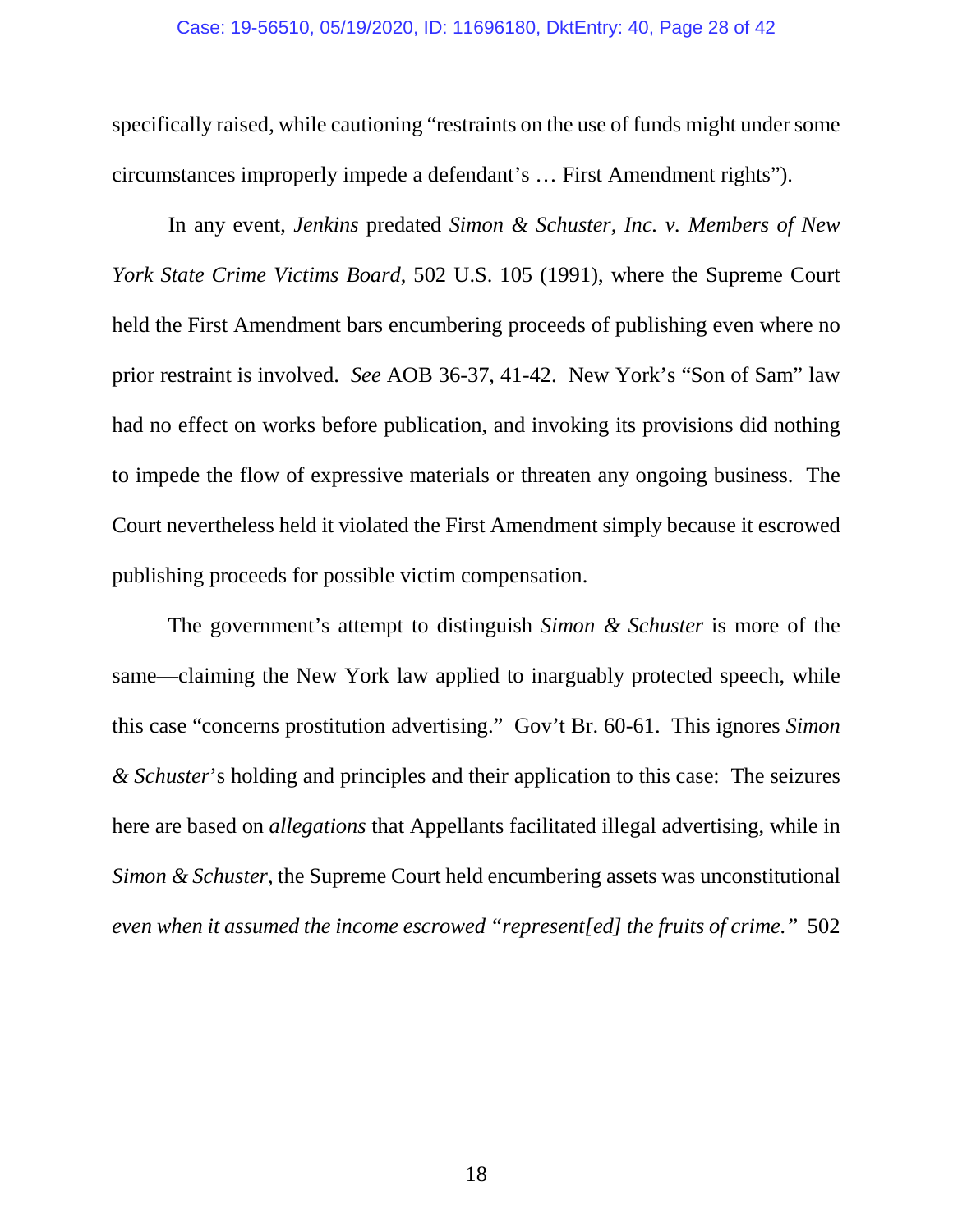specifically raised, while cautioning "restraints on the use of funds might under some circumstances improperly impede a defendant's … First Amendment rights").

In any event, *Jenkins* predated *Simon & Schuster, Inc. v. Members of New York State Crime Victims Board*, 502 U.S. 105 (1991), where the Supreme Court held the First Amendment bars encumbering proceeds of publishing even where no prior restraint is involved. *See* AOB 36-37, 41-42. New York's "Son of Sam" law had no effect on works before publication, and invoking its provisions did nothing to impede the flow of expressive materials or threaten any ongoing business. The Court nevertheless held it violated the First Amendment simply because it escrowed publishing proceeds for possible victim compensation.

The government's attempt to distinguish *Simon & Schuster* is more of the same—claiming the New York law applied to inarguably protected speech, while this case "concerns prostitution advertising." Gov't Br. 60-61. This ignores *Simon & Schuster*'s holding and principles and their application to this case: The seizures here are based on *allegations* that Appellants facilitated illegal advertising, while in *Simon & Schuster*, the Supreme Court held encumbering assets was unconstitutional *even when it assumed the income escrowed "represent[ed] the fruits of crime."* 502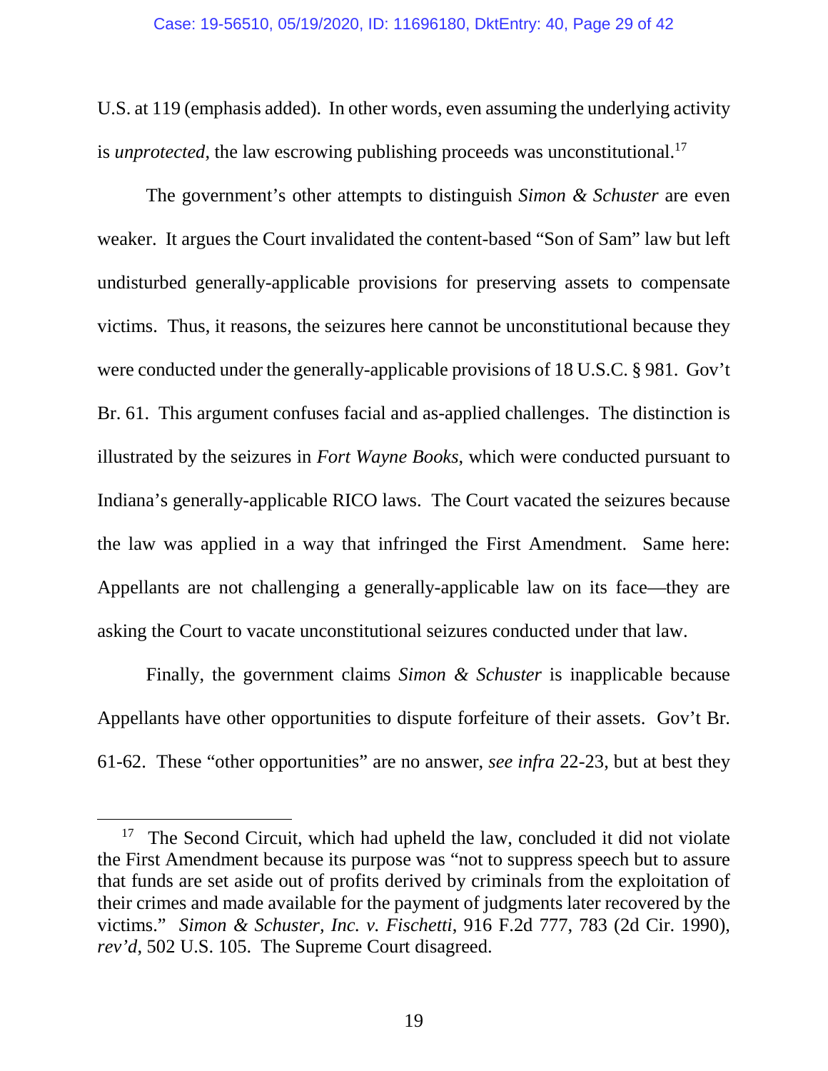U.S. at 119 (emphasis added). In other words, even assuming the underlying activity is *unprotected*, the law escrowing publishing proceeds was unconstitutional.[17]

The government's other attempts to distinguish *Simon & Schuster* are even weaker. It argues the Court invalidated the content-based "Son of Sam" law but left undisturbed generally-applicable provisions for preserving assets to compensate victims. Thus, it reasons, the seizures here cannot be unconstitutional because they were conducted under the generally-applicable provisions of 18 U.S.C. § 981. Gov't Br. 61. This argument confuses facial and as-applied challenges. The distinction is illustrated by the seizures in *Fort Wayne Books*, which were conducted pursuant to Indiana's generally-applicable RICO laws. The Court vacated the seizures because the law was applied in a way that infringed the First Amendment. Same here: Appellants are not challenging a generally-applicable law on its face—they are asking the Court to vacate unconstitutional seizures conducted under that law.

Finally, the government claims *Simon & Schuster* is inapplicable because Appellants have other opportunities to dispute forfeiture of their assets. Gov't Br. 61-62. These "other opportunities" are no answer, *see infra* 22-23, but at best they

---

[17] The Second Circuit, which had upheld the law, concluded it did not violate the First Amendment because its purpose was "not to suppress speech but to assure that funds are set aside out of profits derived by criminals from the exploitation of their crimes and made available for the payment of judgments later recovered by the victims." *Simon & Schuster, Inc. v. Fischetti*, 916 F.2d 777, 783 (2d Cir. 1990), *rev'd*, 502 U.S. 105. The Supreme Court disagreed.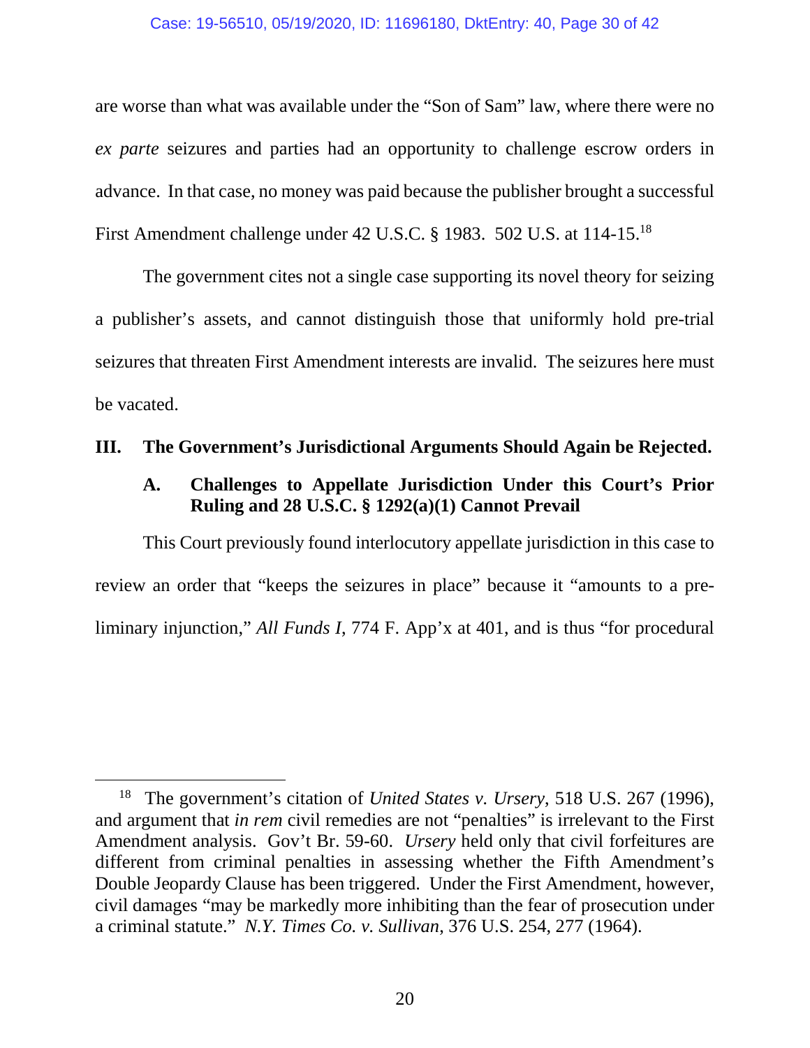are worse than what was available under the "Son of Sam" law, where there were no *ex parte* seizures and parties had an opportunity to challenge escrow orders in advance. In that case, no money was paid because the publisher brought a successful First Amendment challenge under 42 U.S.C. § 1983. 502 U.S. at 114-15.[18]

The government cites not a single case supporting its novel theory for seizing a publisher's assets, and cannot distinguish those that uniformly hold pre-trial seizures that threaten First Amendment interests are invalid. The seizures here must be vacated.

## III. The Government's Jurisdictional Arguments Should Again be Rejected.

### A. Challenges to Appellate Jurisdiction Under this Court's Prior Ruling and 28 U.S.C. § 1292(a)(1) Cannot Prevail

This Court previously found interlocutory appellate jurisdiction in this case to review an order that "keeps the seizures in place" because it "amounts to a preliminary injunction," *All Funds I*, 774 F. App'x at 401, and is thus "for procedural

---

[18] The government's citation of *United States v. Ursery*, 518 U.S. 267 (1996), and argument that *in rem* civil remedies are not "penalties" is irrelevant to the First Amendment analysis. Gov't Br. 59-60. *Ursery* held only that civil forfeitures are different from criminal penalties in assessing whether the Fifth Amendment's Double Jeopardy Clause has been triggered. Under the First Amendment, however, civil damages "may be markedly more inhibiting than the fear of prosecution under a criminal statute." *N.Y. Times Co. v. Sullivan*, 376 U.S. 254, 277 (1964).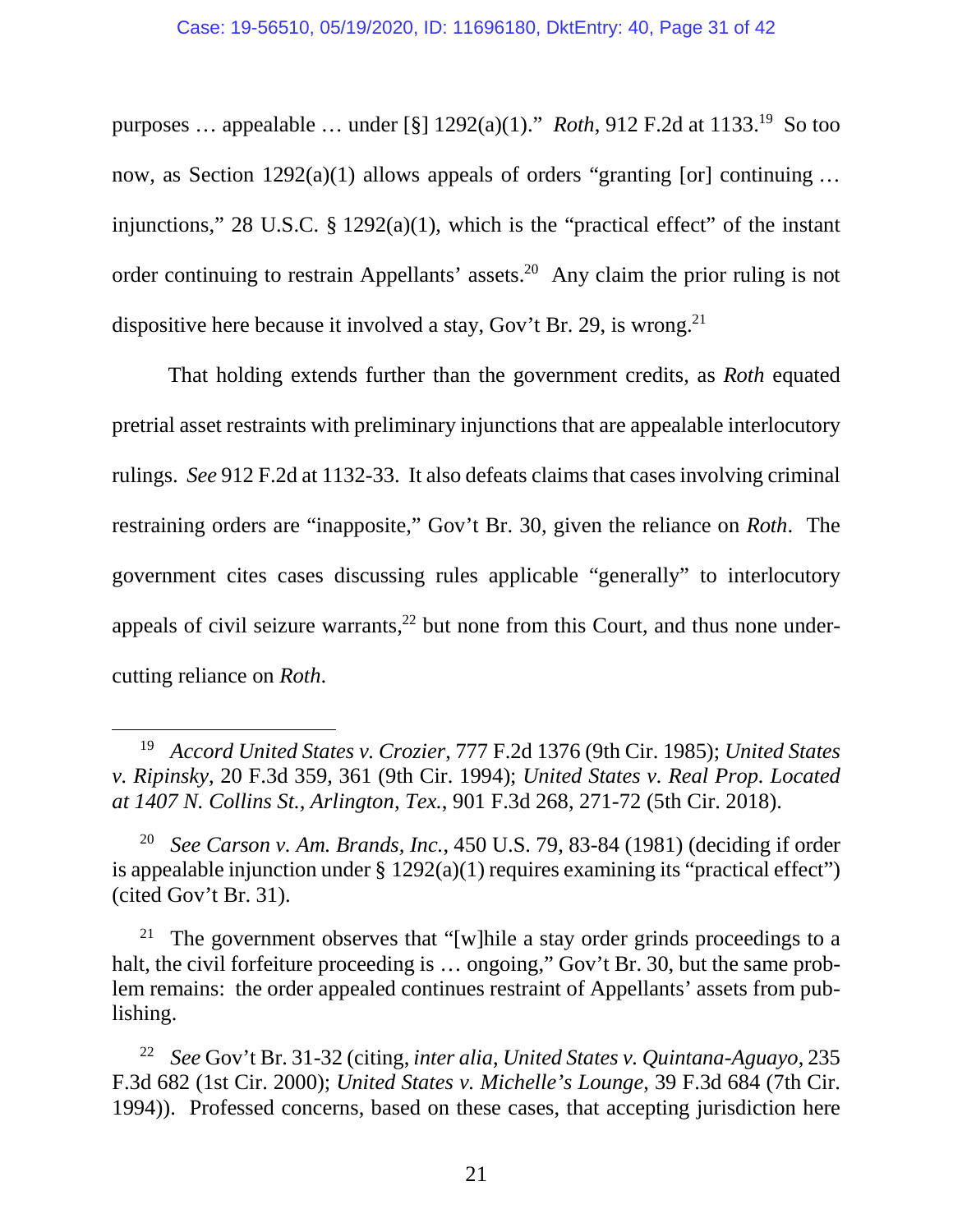purposes … appealable … under [§] 1292(a)(1)." *Roth*, 912 F.2d at 1133.[19] So too now, as Section 1292(a)(1) allows appeals of orders "granting [or] continuing … injunctions," 28 U.S.C. § 1292(a)(1), which is the "practical effect" of the instant order continuing to restrain Appellants' assets.[20] Any claim the prior ruling is not dispositive here because it involved a stay, Gov't Br. 29, is wrong.[21]

That holding extends further than the government credits, as *Roth* equated pretrial asset restraints with preliminary injunctions that are appealable interlocutory rulings. *See* 912 F.2d at 1132-33. It also defeats claims that cases involving criminal restraining orders are "inapposite," Gov't Br. 30, given the reliance on *Roth*. The government cites cases discussing rules applicable "generally" to interlocutory appeals of civil seizure warrants,[22] but none from this Court, and thus none under-cutting reliance on *Roth*.

---

[19] *Accord United States v. Crozier*, 777 F.2d 1376 (9th Cir. 1985); *United States v. Ripinsky*, 20 F.3d 359, 361 (9th Cir. 1994); *United States v. Real Prop. Located at 1407 N. Collins St., Arlington, Tex.*, 901 F.3d 268, 271-72 (5th Cir. 2018).

[20] *See Carson v. Am. Brands, Inc.*, 450 U.S. 79, 83-84 (1981) (deciding if order is appealable injunction under § 1292(a)(1) requires examining its "practical effect") (cited Gov't Br. 31).

[21] The government observes that "[w]hile a stay order grinds proceedings to a halt, the civil forfeiture proceeding is … ongoing," Gov't Br. 30, but the same problem remains: the order appealed continues restraint of Appellants' assets from publishing.

[22] *See* Gov't Br. 31-32 (citing, *inter alia*, *United States v. Quintana-Aguayo*, 235 F.3d 682 (1st Cir. 2000); *United States v. Michelle's Lounge*, 39 F.3d 684 (7th Cir. 1994)). Professed concerns, based on these cases, that accepting jurisdiction here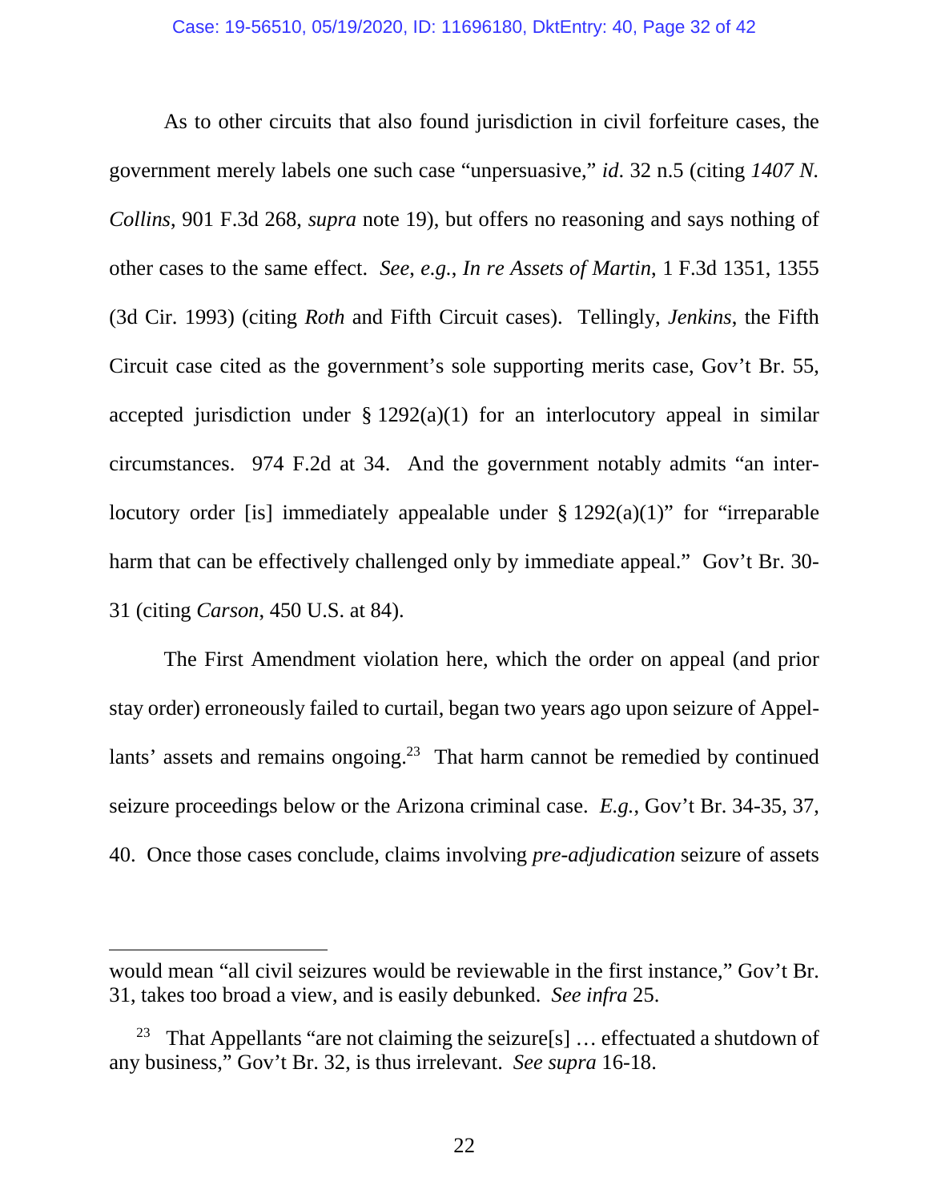As to other circuits that also found jurisdiction in civil forfeiture cases, the government merely labels one such case "unpersuasive," *id*. 32 n.5 (citing *1407 N. Collins*, 901 F.3d 268, *supra* note 19), but offers no reasoning and says nothing of other cases to the same effect. *See, e.g.*, *In re Assets of Martin*, 1 F.3d 1351, 1355 (3d Cir. 1993) (citing *Roth* and Fifth Circuit cases). Tellingly, *Jenkins*, the Fifth Circuit case cited as the government's sole supporting merits case, Gov't Br. 55, accepted jurisdiction under § 1292(a)(1) for an interlocutory appeal in similar circumstances. 974 F.2d at 34. And the government notably admits "an interlocutory order [is] immediately appealable under § 1292(a)(1)" for "irreparable harm that can be effectively challenged only by immediate appeal." Gov't Br. 30-31 (citing *Carson*, 450 U.S. at 84).

The First Amendment violation here, which the order on appeal (and prior stay order) erroneously failed to curtail, began two years ago upon seizure of Appellants' assets and remains ongoing.[23] That harm cannot be remedied by continued seizure proceedings below or the Arizona criminal case. *E.g.*, Gov't Br. 34-35, 37, 40. Once those cases conclude, claims involving *pre-adjudication* seizure of assets

---

would mean "all civil seizures would be reviewable in the first instance," Gov't Br. 31, takes too broad a view, and is easily debunked. *See infra* 25.

[23] That Appellants "are not claiming the seizure[s] … effectuated a shutdown of any business," Gov't Br. 32, is thus irrelevant. *See supra* 16-18.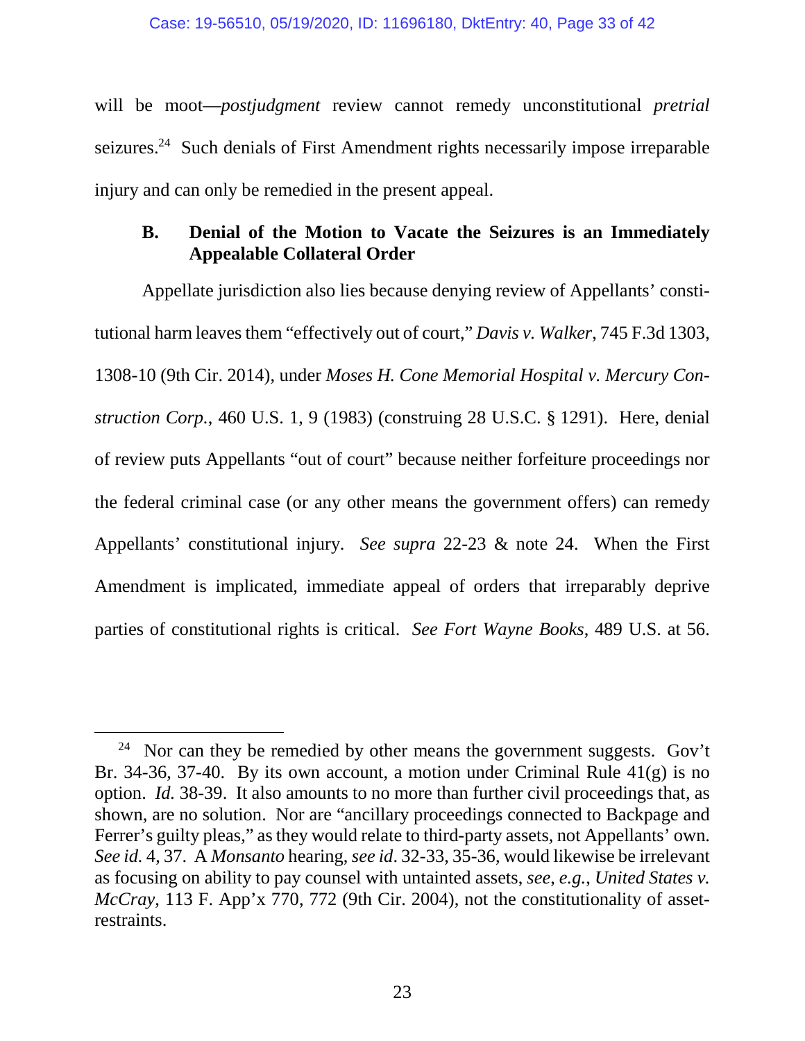will be moot—*postjudgment* review cannot remedy unconstitutional *pretrial* seizures.[24] Such denials of First Amendment rights necessarily impose irreparable injury and can only be remedied in the present appeal.

### B. Denial of the Motion to Vacate the Seizures is an Immediately Appealable Collateral Order

Appellate jurisdiction also lies because denying review of Appellants' constitutional harm leaves them "effectively out of court," *Davis v. Walker*, 745 F.3d 1303, 1308-10 (9th Cir. 2014), under *Moses H. Cone Memorial Hospital v. Mercury Construction Corp.*, 460 U.S. 1, 9 (1983) (construing 28 U.S.C. § 1291). Here, denial of review puts Appellants "out of court" because neither forfeiture proceedings nor the federal criminal case (or any other means the government offers) can remedy Appellants' constitutional injury. *See supra* 22-23 & note 24. When the First Amendment is implicated, immediate appeal of orders that irreparably deprive parties of constitutional rights is critical. *See Fort Wayne Books*, 489 U.S. at 56.

---

[24] Nor can they be remedied by other means the government suggests. Gov't Br. 34-36, 37-40. By its own account, a motion under Criminal Rule 41(g) is no option. *Id.* 38-39. It also amounts to no more than further civil proceedings that, as shown, are no solution. Nor are "ancillary proceedings connected to Backpage and Ferrer's guilty pleas," as they would relate to third-party assets, not Appellants' own. *See id.* 4, 37. A *Monsanto* hearing, *see id*. 32-33, 35-36, would likewise be irrelevant as focusing on ability to pay counsel with untainted assets, *see, e.g.*, *United States v. McCray*, 113 F. App'x 770, 772 (9th Cir. 2004), not the constitutionality of asset-restraints.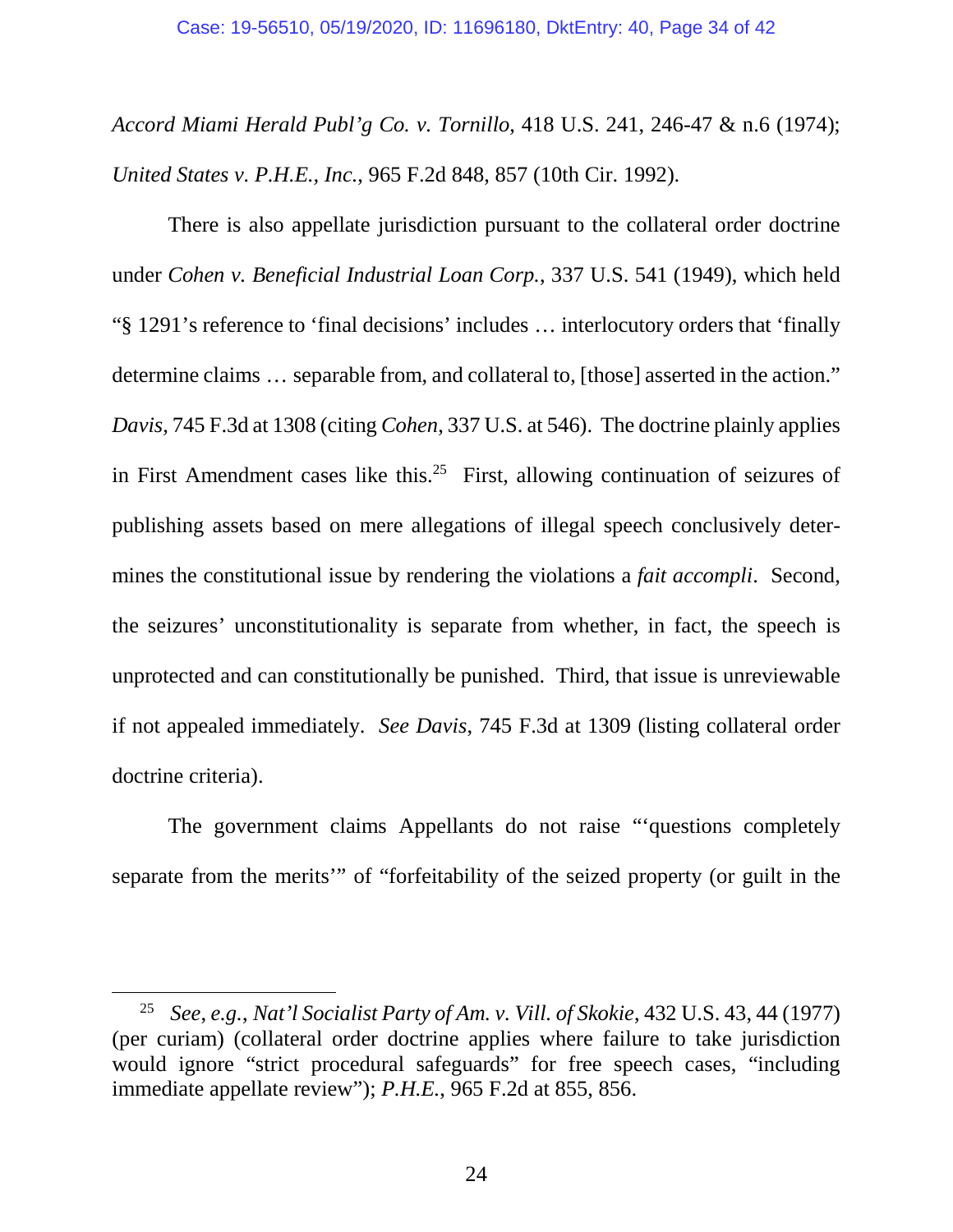*Accord Miami Herald Publ'g Co. v. Tornillo*, 418 U.S. 241, 246-47 & n.6 (1974); *United States v. P.H.E., Inc.*, 965 F.2d 848, 857 (10th Cir. 1992).

There is also appellate jurisdiction pursuant to the collateral order doctrine under *Cohen v. Beneficial Industrial Loan Corp.*, 337 U.S. 541 (1949), which held "§ 1291's reference to 'final decisions' includes … interlocutory orders that 'finally determine claims … separable from, and collateral to, [those] asserted in the action." *Davis*, 745 F.3d at 1308 (citing *Cohen*, 337 U.S. at 546). The doctrine plainly applies in First Amendment cases like this.[25] First, allowing continuation of seizures of publishing assets based on mere allegations of illegal speech conclusively determines the constitutional issue by rendering the violations a *fait accompli*. Second, the seizures' unconstitutionality is separate from whether, in fact, the speech is unprotected and can constitutionally be punished. Third, that issue is unreviewable if not appealed immediately. *See Davis*, 745 F.3d at 1309 (listing collateral order doctrine criteria).

The government claims Appellants do not raise "'questions completely separate from the merits'" of "forfeitability of the seized property (or guilt in the

---

[25] *See, e.g.*, *Nat'l Socialist Party of Am. v. Vill. of Skokie*, 432 U.S. 43, 44 (1977) (per curiam) (collateral order doctrine applies where failure to take jurisdiction would ignore "strict procedural safeguards" for free speech cases, "including immediate appellate review"); *P.H.E.*, 965 F.2d at 855, 856.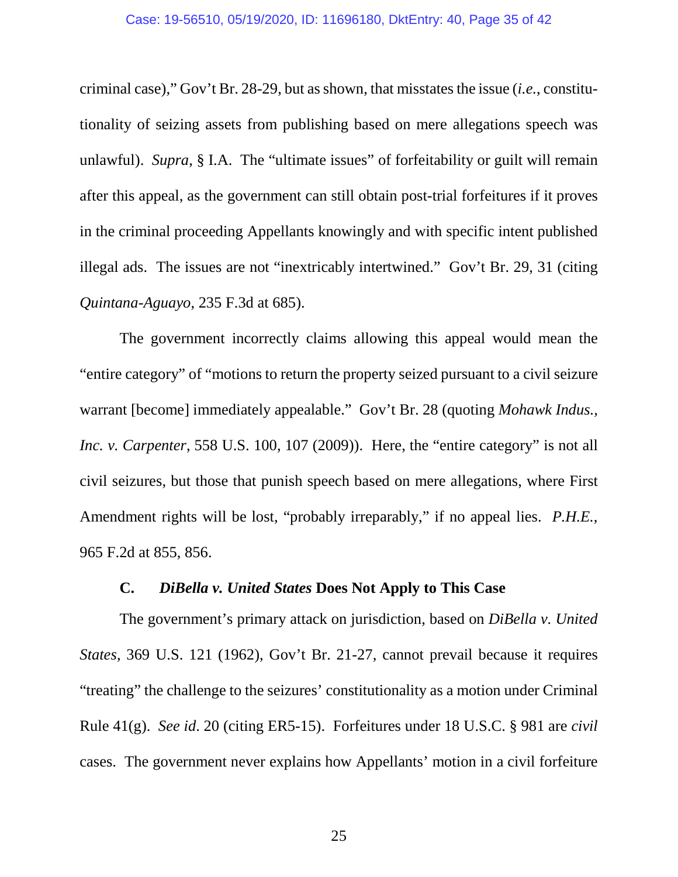criminal case)," Gov't Br. 28-29, but as shown, that misstates the issue (*i.e.*, constitutionality of seizing assets from publishing based on mere allegations speech was unlawful). *Supra*, § I.A. The "ultimate issues" of forfeitability or guilt will remain after this appeal, as the government can still obtain post-trial forfeitures if it proves in the criminal proceeding Appellants knowingly and with specific intent published illegal ads. The issues are not "inextricably intertwined." Gov't Br. 29, 31 (citing *Quintana-Aguayo*, 235 F.3d at 685).

The government incorrectly claims allowing this appeal would mean the "entire category" of "motions to return the property seized pursuant to a civil seizure warrant [become] immediately appealable." Gov't Br. 28 (quoting *Mohawk Indus., Inc. v. Carpenter*, 558 U.S. 100, 107 (2009)). Here, the "entire category" is not all civil seizures, but those that punish speech based on mere allegations, where First Amendment rights will be lost, "probably irreparably," if no appeal lies. *P.H.E.*, 965 F.2d at 855, 856.

### C. *DiBella v. United States* Does Not Apply to This Case

The government's primary attack on jurisdiction, based on *DiBella v. United States*, 369 U.S. 121 (1962), Gov't Br. 21-27, cannot prevail because it requires "treating" the challenge to the seizures' constitutionality as a motion under Criminal Rule 41(g). *See id*. 20 (citing ER5-15). Forfeitures under 18 U.S.C. § 981 are *civil* cases. The government never explains how Appellants' motion in a civil forfeiture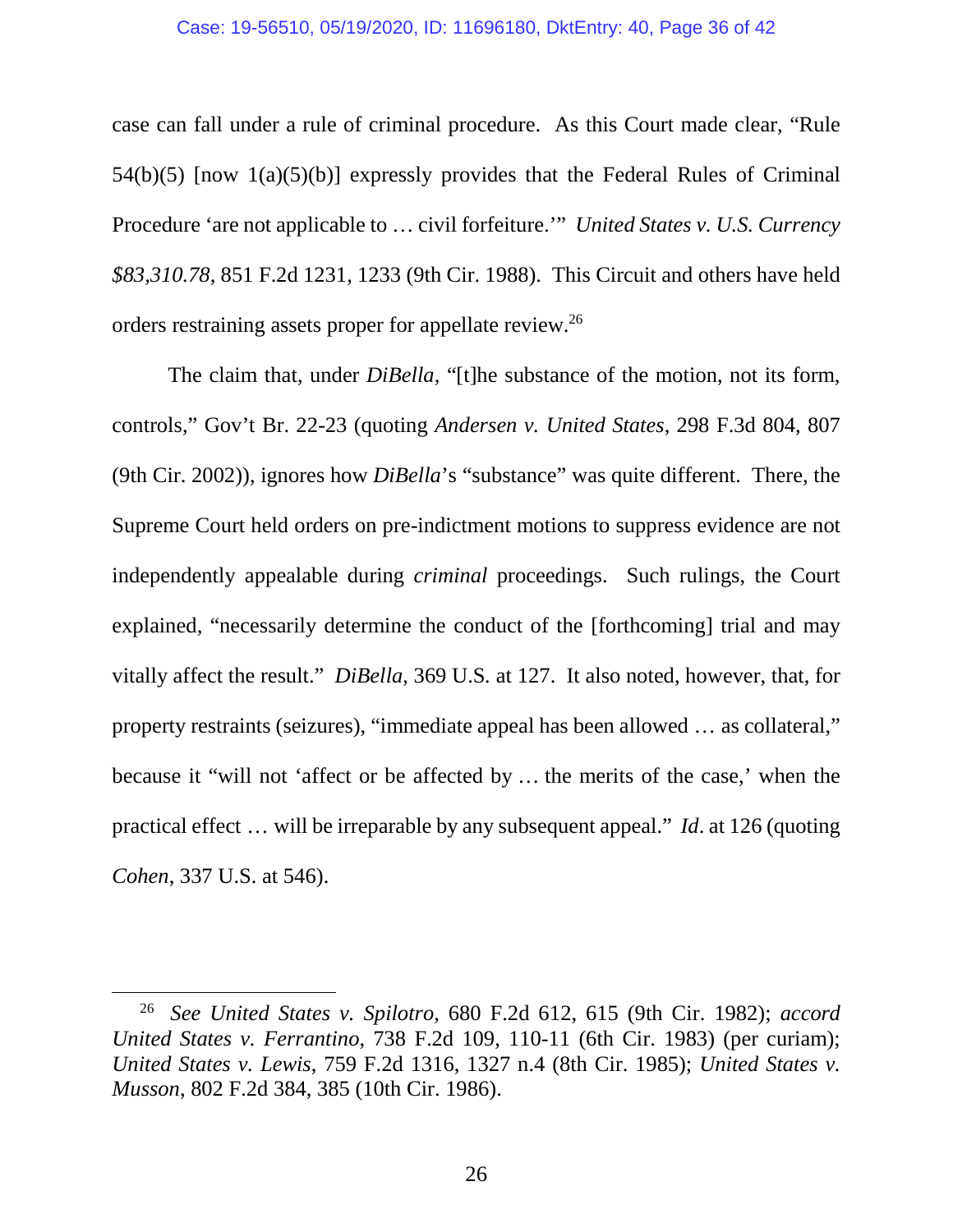case can fall under a rule of criminal procedure. As this Court made clear, "Rule 54(b)(5) [now 1(a)(5)(b)] expressly provides that the Federal Rules of Criminal Procedure 'are not applicable to … civil forfeiture.'" *United States v. U.S. Currency $83,310.78*, 851 F.2d 1231, 1233 (9th Cir. 1988). This Circuit and others have held orders restraining assets proper for appellate review.[26]

The claim that, under *DiBella*, "[t]he substance of the motion, not its form, controls," Gov't Br. 22-23 (quoting *Andersen v. United States*, 298 F.3d 804, 807 (9th Cir. 2002)), ignores how *DiBella*'s "substance" was quite different. There, the Supreme Court held orders on pre-indictment motions to suppress evidence are not independently appealable during *criminal* proceedings. Such rulings, the Court explained, "necessarily determine the conduct of the [forthcoming] trial and may vitally affect the result." *DiBella*, 369 U.S. at 127. It also noted, however, that, for property restraints (seizures), "immediate appeal has been allowed … as collateral," because it "will not 'affect or be affected by … the merits of the case,' when the practical effect … will be irreparable by any subsequent appeal." *Id*. at 126 (quoting *Cohen*, 337 U.S. at 546).

---

[26] *See United States v. Spilotro*, 680 F.2d 612, 615 (9th Cir. 1982); *accord United States v. Ferrantino*, 738 F.2d 109, 110-11 (6th Cir. 1983) (per curiam); *United States v. Lewis*, 759 F.2d 1316, 1327 n.4 (8th Cir. 1985); *United States v. Musson*, 802 F.2d 384, 385 (10th Cir. 1986).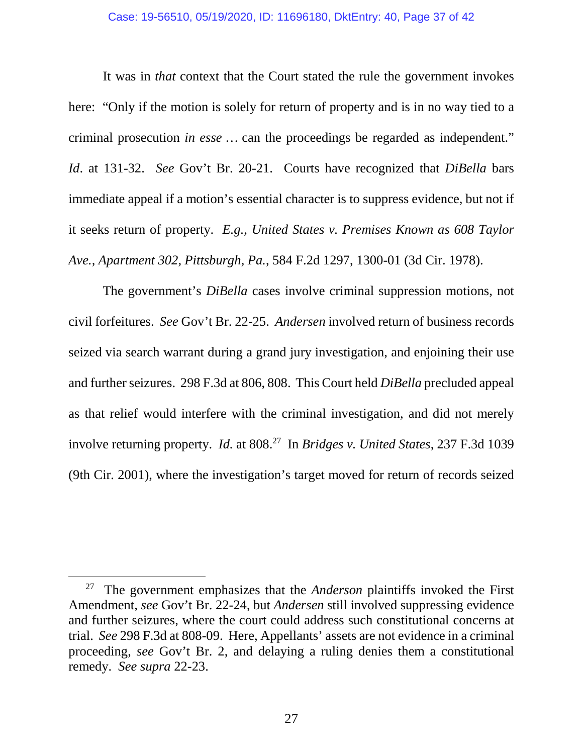It was in *that* context that the Court stated the rule the government invokes here: "Only if the motion is solely for return of property and is in no way tied to a criminal prosecution *in esse* … can the proceedings be regarded as independent." *Id*. at 131-32. *See* Gov't Br. 20-21. Courts have recognized that *DiBella* bars immediate appeal if a motion's essential character is to suppress evidence, but not if it seeks return of property. *E.g., United States v. Premises Known as 608 Taylor Ave., Apartment 302, Pittsburgh, Pa.*, 584 F.2d 1297, 1300-01 (3d Cir. 1978).

The government's *DiBella* cases involve criminal suppression motions, not civil forfeitures. *See* Gov't Br. 22-25. *Andersen* involved return of business records seized via search warrant during a grand jury investigation, and enjoining their use and further seizures. 298 F.3d at 806, 808. This Court held *DiBella* precluded appeal as that relief would interfere with the criminal investigation, and did not merely involve returning property. *Id.* at 808.[27] In *Bridges v. United States*, 237 F.3d 1039 (9th Cir. 2001), where the investigation's target moved for return of records seized

---

[27] The government emphasizes that the *Anderson* plaintiffs invoked the First Amendment, *see* Gov't Br. 22-24, but *Andersen* still involved suppressing evidence and further seizures, where the court could address such constitutional concerns at trial. *See* 298 F.3d at 808-09. Here, Appellants' assets are not evidence in a criminal proceeding, *see* Gov't Br. 2, and delaying a ruling denies them a constitutional remedy. *See supra* 22-23.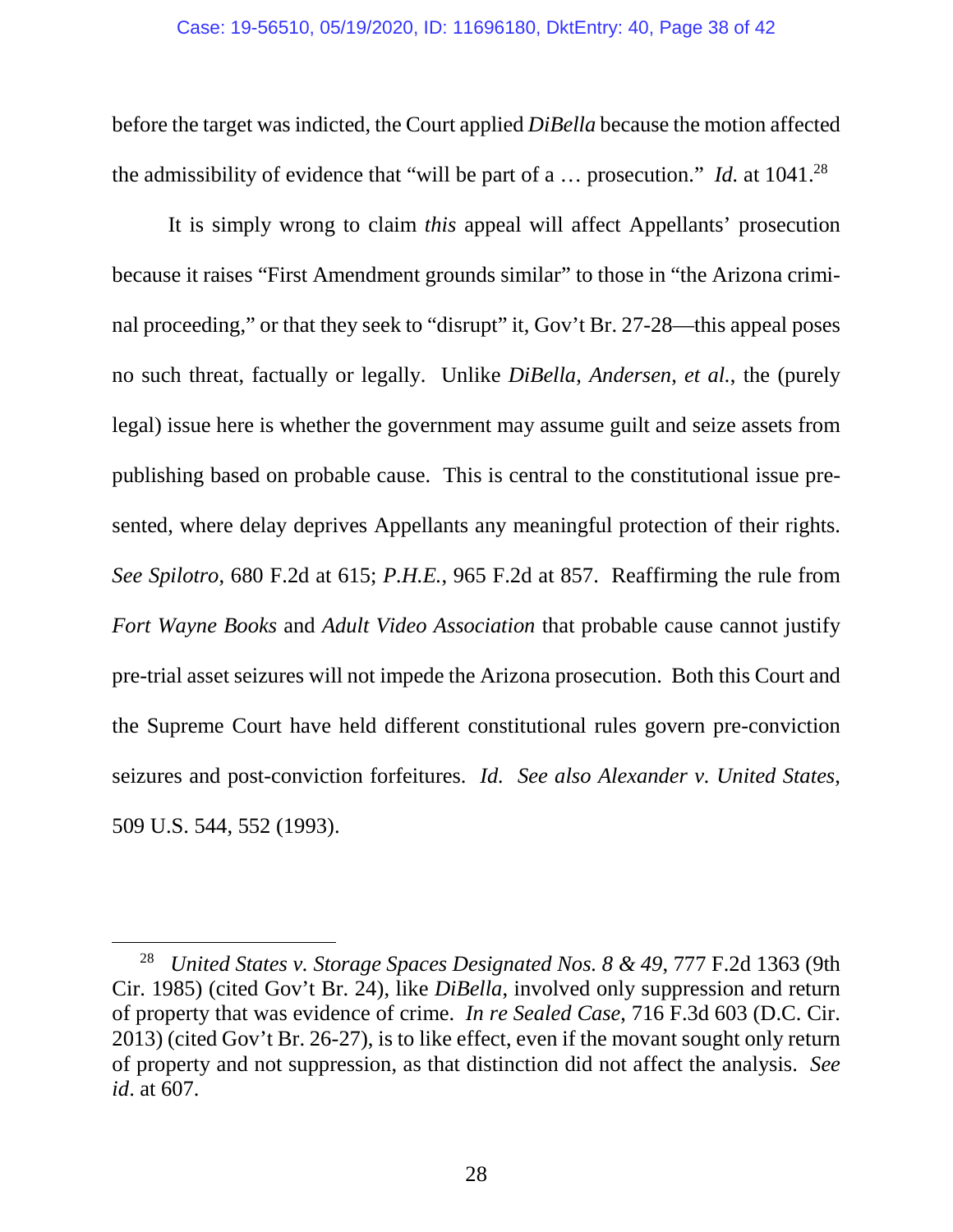before the target was indicted, the Court applied *DiBella* because the motion affected the admissibility of evidence that "will be part of a … prosecution." *Id.* at 1041.[28]

It is simply wrong to claim *this* appeal will affect Appellants' prosecution because it raises "First Amendment grounds similar" to those in "the Arizona criminal proceeding," or that they seek to "disrupt" it, Gov't Br. 27-28—this appeal poses no such threat, factually or legally. Unlike *DiBella*, *Andersen, et al.*, the (purely legal) issue here is whether the government may assume guilt and seize assets from publishing based on probable cause. This is central to the constitutional issue presented, where delay deprives Appellants any meaningful protection of their rights. *See Spilotro*, 680 F.2d at 615; *P.H.E.*, 965 F.2d at 857. Reaffirming the rule from *Fort Wayne Books* and *Adult Video Association* that probable cause cannot justify pre-trial asset seizures will not impede the Arizona prosecution. Both this Court and the Supreme Court have held different constitutional rules govern pre-conviction seizures and post-conviction forfeitures. *Id. See also Alexander v. United States*, 509 U.S. 544, 552 (1993).

---

[28] *United States v. Storage Spaces Designated Nos. 8 & 49*, 777 F.2d 1363 (9th Cir. 1985) (cited Gov't Br. 24), like *DiBella*, involved only suppression and return of property that was evidence of crime. *In re Sealed Case*, 716 F.3d 603 (D.C. Cir. 2013) (cited Gov't Br. 26-27), is to like effect, even if the movant sought only return of property and not suppression, as that distinction did not affect the analysis. *See id*. at 607.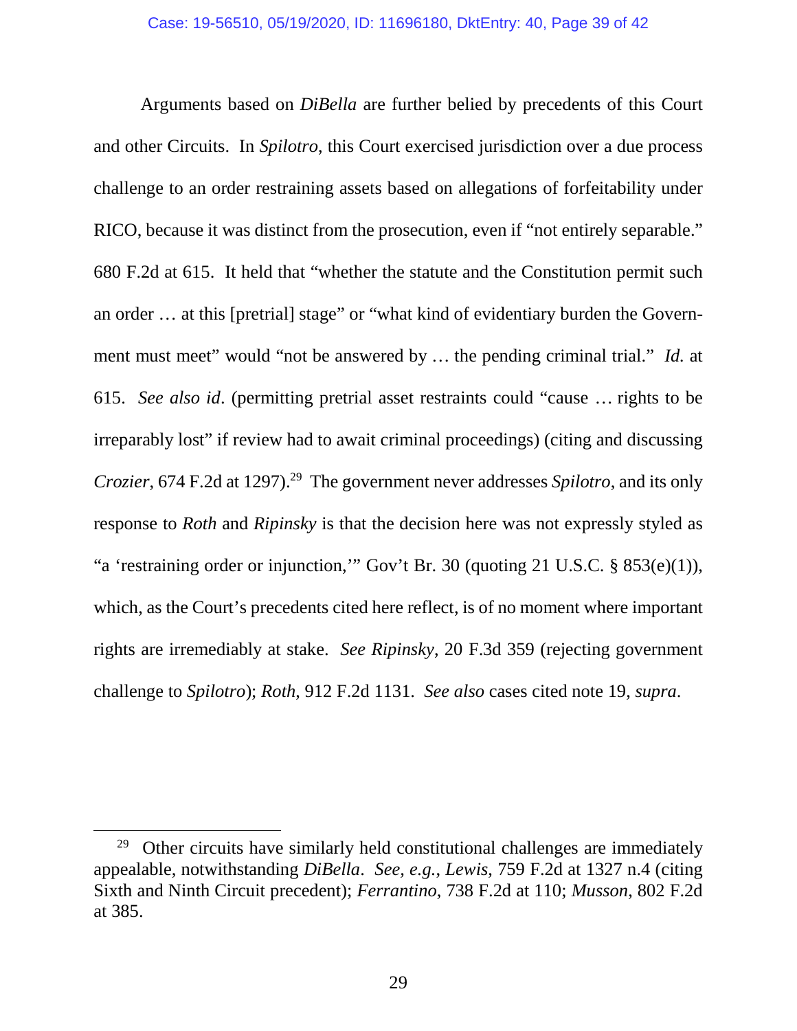Arguments based on *DiBella* are further belied by precedents of this Court and other Circuits. In *Spilotro*, this Court exercised jurisdiction over a due process challenge to an order restraining assets based on allegations of forfeitability under RICO, because it was distinct from the prosecution, even if "not entirely separable." 680 F.2d at 615. It held that "whether the statute and the Constitution permit such an order … at this [pretrial] stage" or "what kind of evidentiary burden the Government must meet" would "not be answered by … the pending criminal trial." *Id.* at 615. *See also id*. (permitting pretrial asset restraints could "cause … rights to be irreparably lost" if review had to await criminal proceedings) (citing and discussing *Crozier*, 674 F.2d at 1297).[29] The government never addresses *Spilotro*, and its only response to *Roth* and *Ripinsky* is that the decision here was not expressly styled as "a 'restraining order or injunction,'" Gov't Br. 30 (quoting 21 U.S.C. § 853(e)(1)), which, as the Court's precedents cited here reflect, is of no moment where important rights are irremediably at stake. *See Ripinsky*, 20 F.3d 359 (rejecting government challenge to *Spilotro*); *Roth*, 912 F.2d 1131. *See also* cases cited note 19, *supra*.

---

[29] Other circuits have similarly held constitutional challenges are immediately appealable, notwithstanding *DiBella*. *See, e.g.*, *Lewis*, 759 F.2d at 1327 n.4 (citing Sixth and Ninth Circuit precedent); *Ferrantino*, 738 F.2d at 110; *Musson*, 802 F.2d at 385.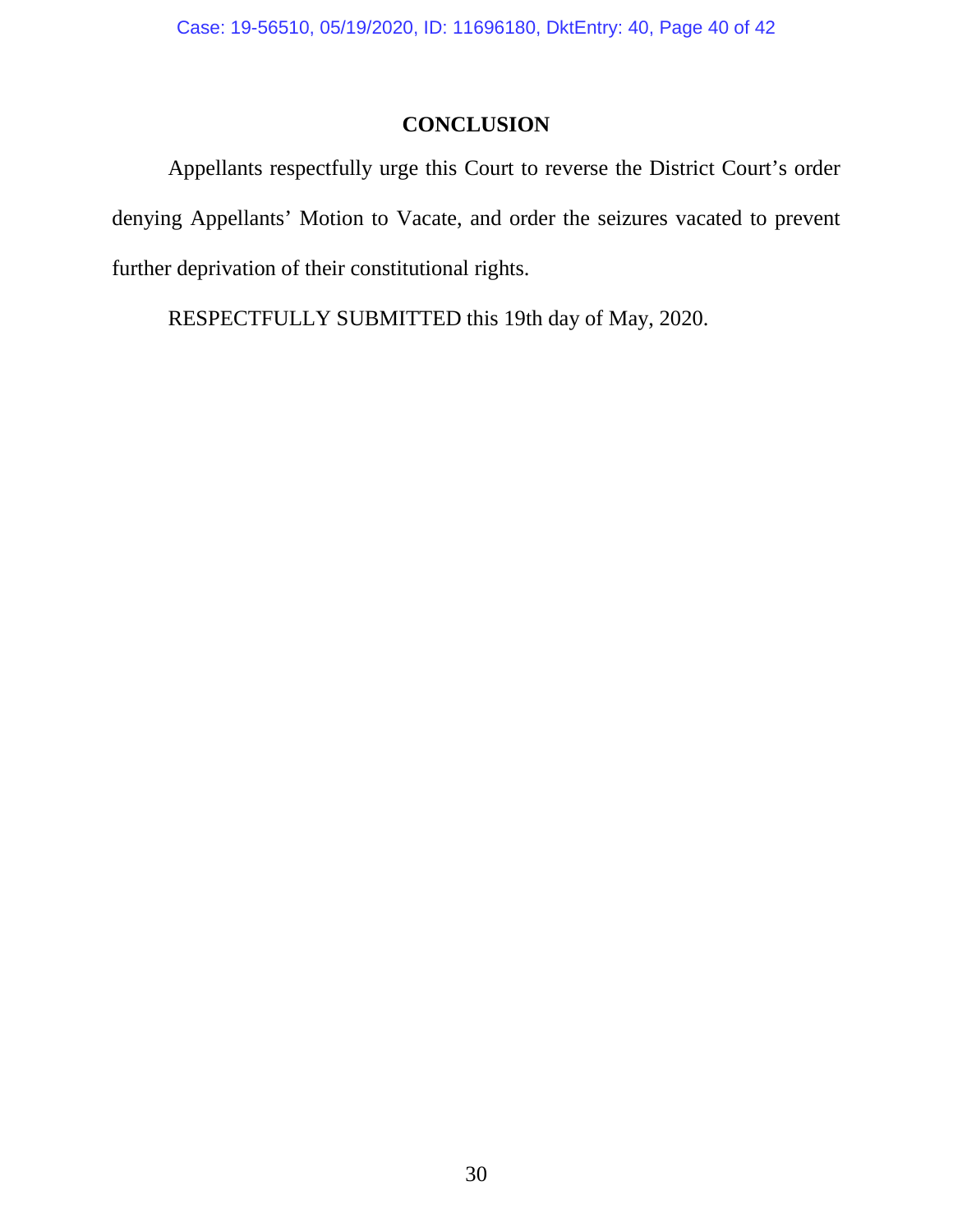## CONCLUSION

Appellants respectfully urge this Court to reverse the District Court's order denying Appellants' Motion to Vacate, and order the seizures vacated to prevent further deprivation of their constitutional rights.

RESPECTFULLY SUBMITTED this 19th day of May, 2020.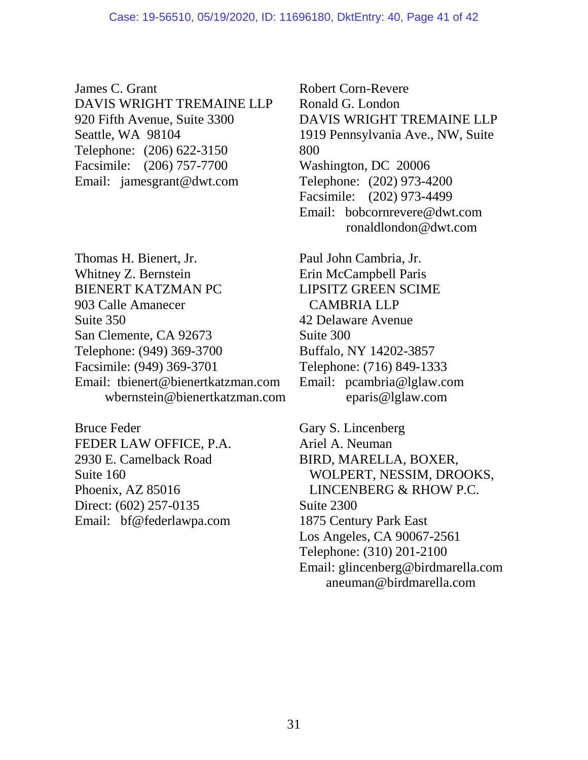James C. Grant
DAVIS WRIGHT TREMAINE LLP
920 Fifth Avenue, Suite 3300
Seattle, WA 98104
Telephone: (206) 622-3150
Facsimile: (206) 757-7700
Email: jamesgrant@dwt.com

Robert Corn-Revere
Ronald G. London
DAVIS WRIGHT TREMAINE LLP
1919 Pennsylvania Ave., NW, Suite 800
Washington, DC 20006
Telephone: (202) 973-4200
Facsimile: (202) 973-4499
Email: bobcornrevere@dwt.com
ronaldlondon@dwt.com

Thomas H. Bienert, Jr.
Whitney Z. Bernstein
BIENERT KATZMAN PC
903 Calle Amanecer
Suite 350
San Clemente, CA 92673
Telephone: (949) 369-3700
Facsimile: (949) 369-3701
Email: tbienert@bienertkatzman.com
wbernstein@bienertkatzman.com

Paul John Cambria, Jr.
Erin McCampbell Paris
LIPSITZ GREEN SCIME CAMBRIA LLP
42 Delaware Avenue
Suite 300
Buffalo, NY 14202-3857
Telephone: (716) 849-1333
Email: pcambria@lglaw.com
eparis@lglaw.com

Bruce Feder
FEDER LAW OFFICE, P.A.
2930 E. Camelback Road
Suite 160
Phoenix, AZ 85016
Direct: (602) 257-0135
Email: bf@federlawpa.com

Gary S. Lincenberg
Ariel A. Neuman
BIRD, MARELLA, BOXER, WOLPERT, NESSIM, DROOKS, LINCENBERG & RHOW P.C.
Suite 2300
1875 Century Park East
Los Angeles, CA 90067-2561
Telephone: (310) 201-2100
Email: glincenberg@birdmarella.com
aneuman@birdmarella.com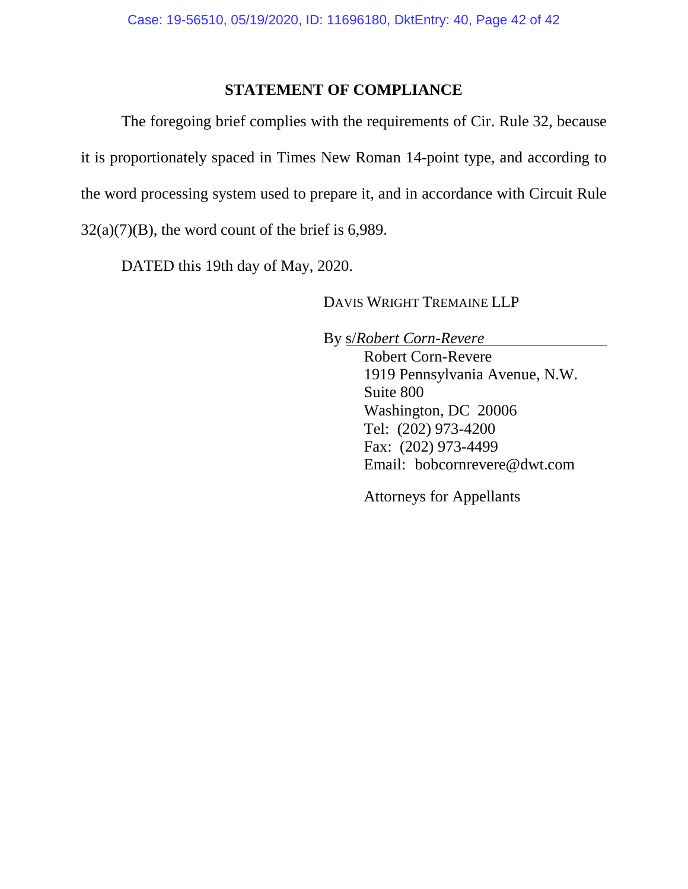## STATEMENT OF COMPLIANCE

The foregoing brief complies with the requirements of Cir. Rule 32, because it is proportionately spaced in Times New Roman 14-point type, and according to the word processing system used to prepare it, and in accordance with Circuit Rule 32(a)(7)(B), the word count of the brief is 6,989.

DATED this 19th day of May, 2020.

DAVIS WRIGHT TREMAINE LLP

By s/*Robert Corn-Revere*
Robert Corn-Revere
1919 Pennsylvania Avenue, N.W.
Suite 800
Washington, DC 20006
Tel: (202) 973-4200
Fax: (202) 973-4499
Email: bobcornrevere@dwt.com

Attorneys for Appellants